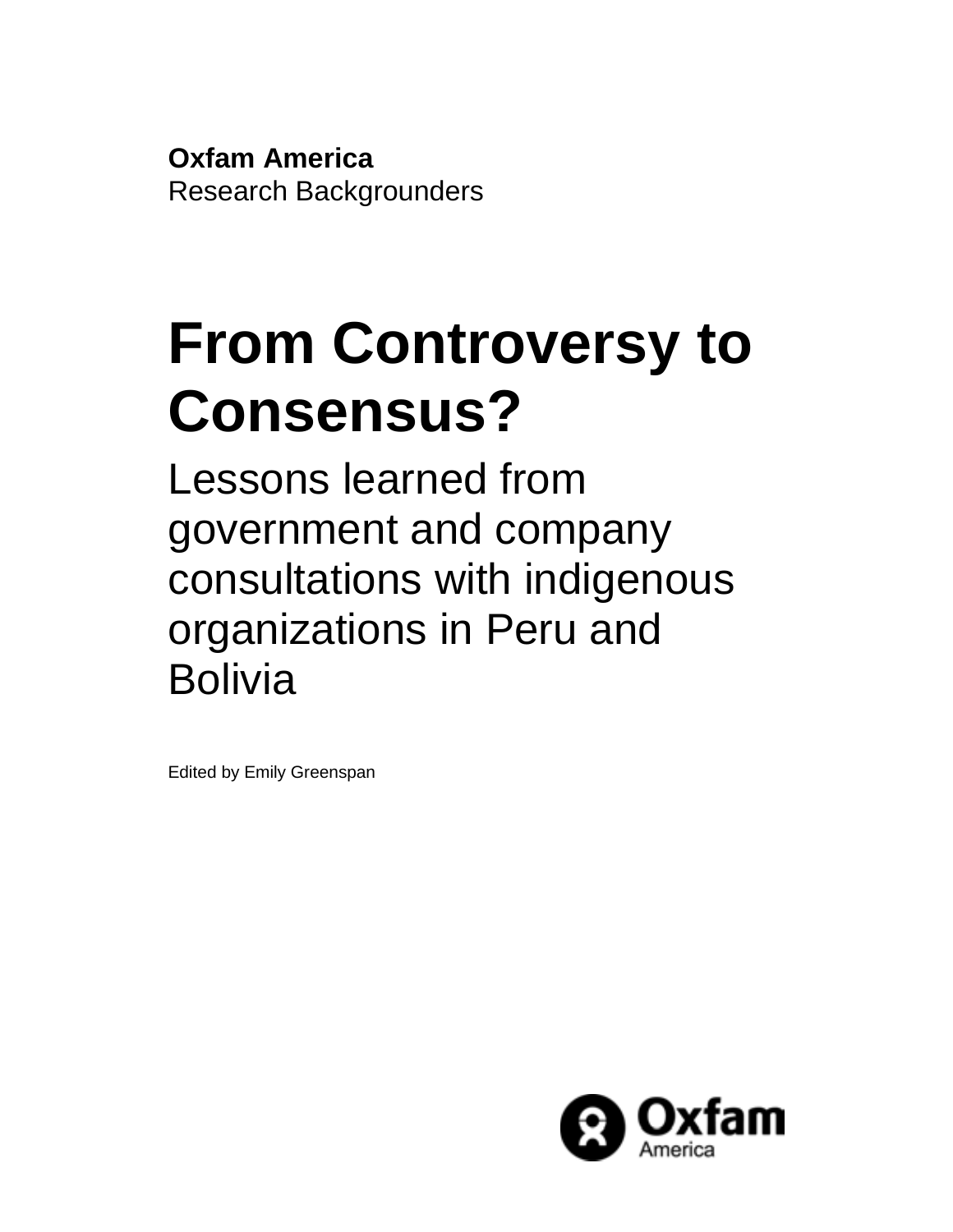**Oxfam America**
Research Backgrounders

# From Controversy to Consensus?

## Lessons learned from government and company consultations with indigenous organizations in Peru and Bolivia

Edited by Emily Greenspan

Oxfam
America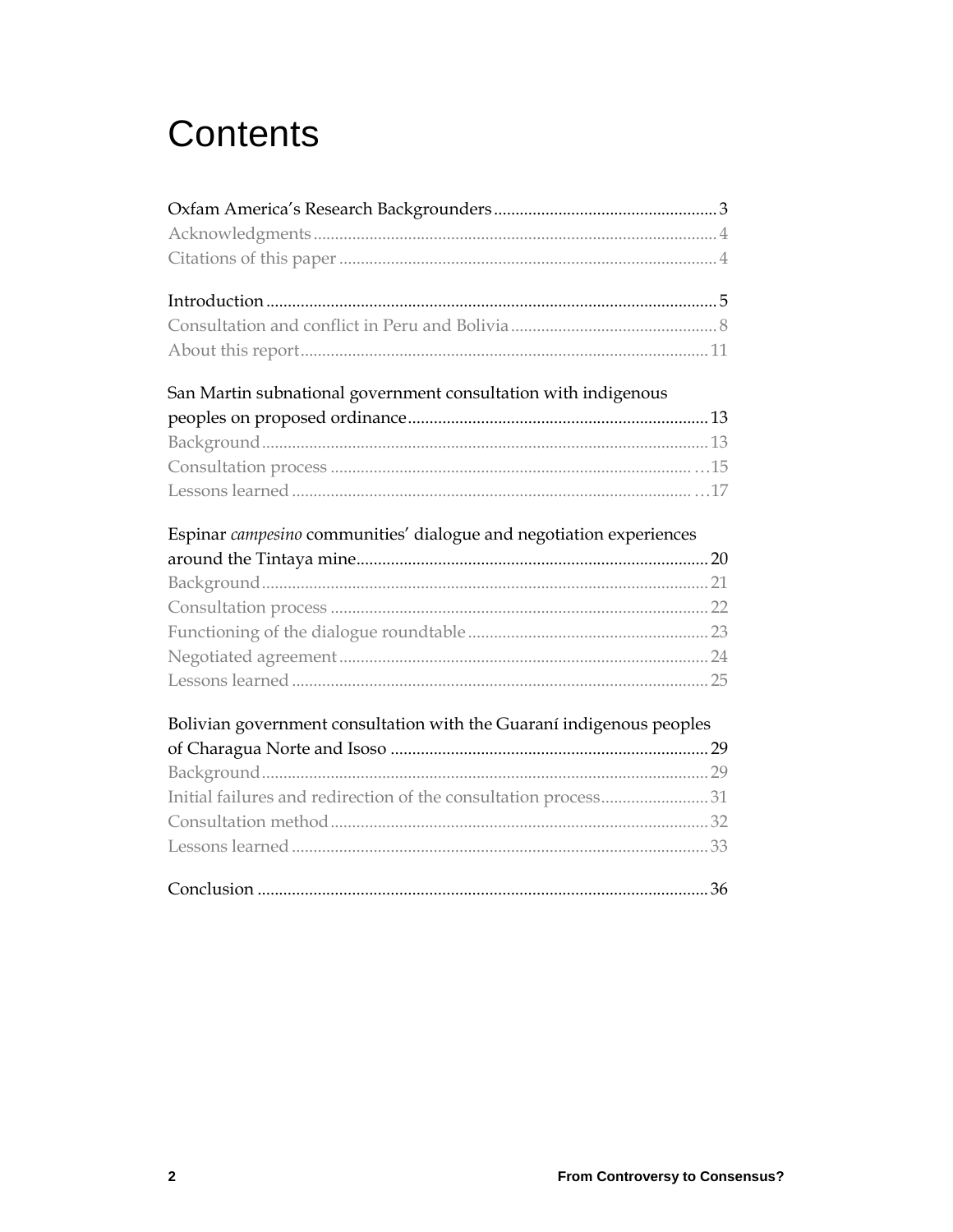# Contents

Oxfam America's Research Backgrounders ........ 3
Acknowledgments ........ 4
Citations of this paper ........ 4

Introduction ........ 5
Consultation and conflict in Peru and Bolivia ........ 8
About this report ........ 11

San Martin subnational government consultation with indigenous peoples on proposed ordinance ........ 13
Background ........ 13
Consultation process ........ 15
Lessons learned ........ 17

Espinar *campesino* communities' dialogue and negotiation experiences around the Tintaya mine ........ 20
Background ........ 21
Consultation process ........ 22
Functioning of the dialogue roundtable ........ 23
Negotiated agreement ........ 24
Lessons learned ........ 25

Bolivian government consultation with the Guaraní indigenous peoples of Charagua Norte and Isoso ........ 29
Background ........ 29
Initial failures and redirection of the consultation process ........ 31
Consultation method ........ 32
Lessons learned ........ 33

Conclusion ........ 36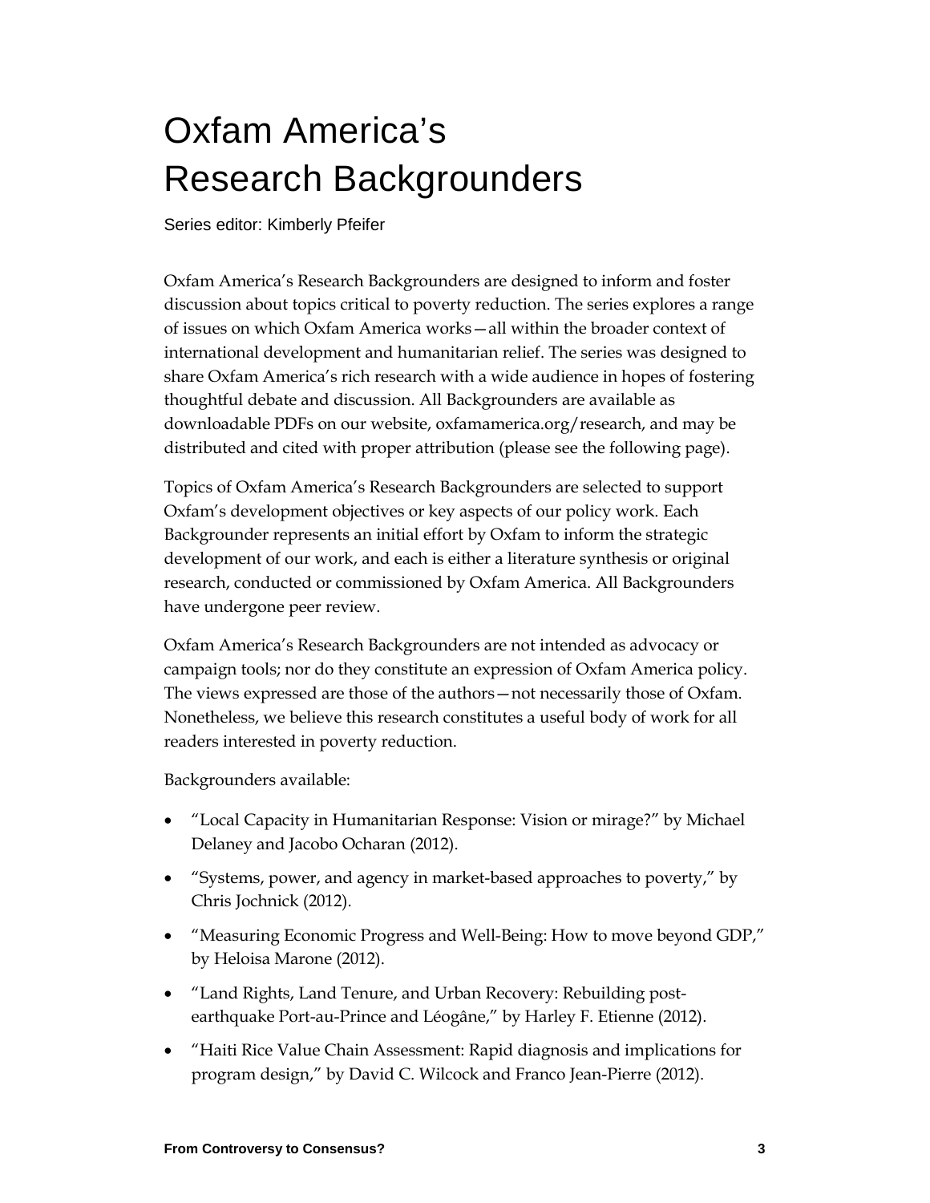# Oxfam America's Research Backgrounders

Series editor: Kimberly Pfeifer

Oxfam America's Research Backgrounders are designed to inform and foster discussion about topics critical to poverty reduction. The series explores a range of issues on which Oxfam America works—all within the broader context of international development and humanitarian relief. The series was designed to share Oxfam America's rich research with a wide audience in hopes of fostering thoughtful debate and discussion. All Backgrounders are available as downloadable PDFs on our website, oxfamamerica.org/research, and may be distributed and cited with proper attribution (please see the following page).

Topics of Oxfam America's Research Backgrounders are selected to support Oxfam's development objectives or key aspects of our policy work. Each Backgrounder represents an initial effort by Oxfam to inform the strategic development of our work, and each is either a literature synthesis or original research, conducted or commissioned by Oxfam America. All Backgrounders have undergone peer review.

Oxfam America's Research Backgrounders are not intended as advocacy or campaign tools; nor do they constitute an expression of Oxfam America policy. The views expressed are those of the authors—not necessarily those of Oxfam. Nonetheless, we believe this research constitutes a useful body of work for all readers interested in poverty reduction.

Backgrounders available:

- "Local Capacity in Humanitarian Response: Vision or mirage?" by Michael Delaney and Jacobo Ocharan (2012).
- "Systems, power, and agency in market-based approaches to poverty," by Chris Jochnick (2012).
- "Measuring Economic Progress and Well-Being: How to move beyond GDP," by Heloisa Marone (2012).
- "Land Rights, Land Tenure, and Urban Recovery: Rebuilding post-earthquake Port-au-Prince and Léogâne," by Harley F. Etienne (2012).
- "Haiti Rice Value Chain Assessment: Rapid diagnosis and implications for program design," by David C. Wilcock and Franco Jean-Pierre (2012).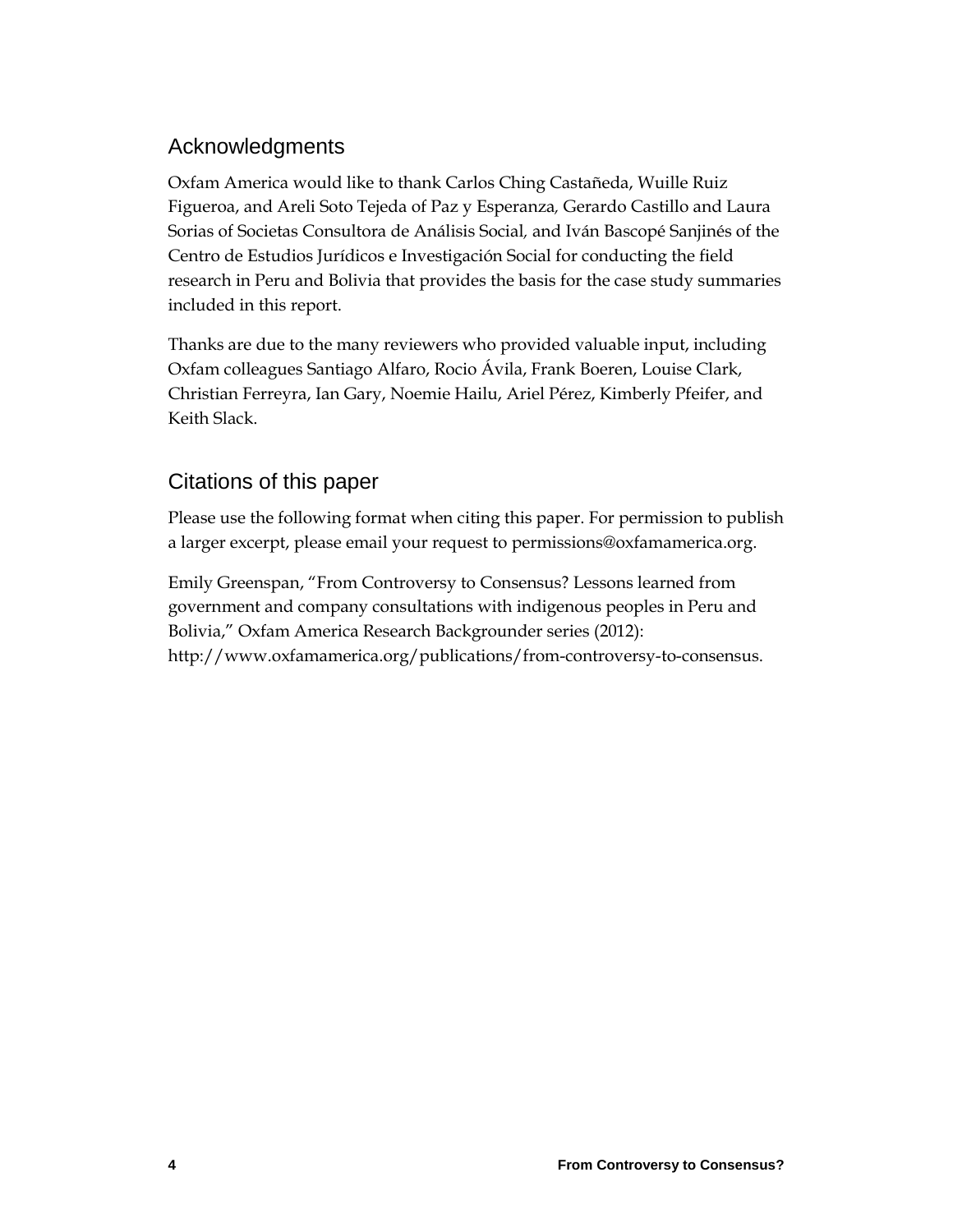## Acknowledgments

Oxfam America would like to thank Carlos Ching Castañeda, Wuille Ruiz Figueroa, and Areli Soto Tejeda of Paz y Esperanza, Gerardo Castillo and Laura Sorias of Societas Consultora de Análisis Social, and Iván Bascopé Sanjinés of the Centro de Estudios Jurídicos e Investigación Social for conducting the field research in Peru and Bolivia that provides the basis for the case study summaries included in this report.

Thanks are due to the many reviewers who provided valuable input, including Oxfam colleagues Santiago Alfaro, Rocio Ávila, Frank Boeren, Louise Clark, Christian Ferreyra, Ian Gary, Noemie Hailu, Ariel Pérez, Kimberly Pfeifer, and Keith Slack.

## Citations of this paper

Please use the following format when citing this paper. For permission to publish a larger excerpt, please email your request to permissions@oxfamamerica.org.

Emily Greenspan, "From Controversy to Consensus? Lessons learned from government and company consultations with indigenous peoples in Peru and Bolivia," Oxfam America Research Backgrounder series (2012): http://www.oxfamamerica.org/publications/from-controversy-to-consensus.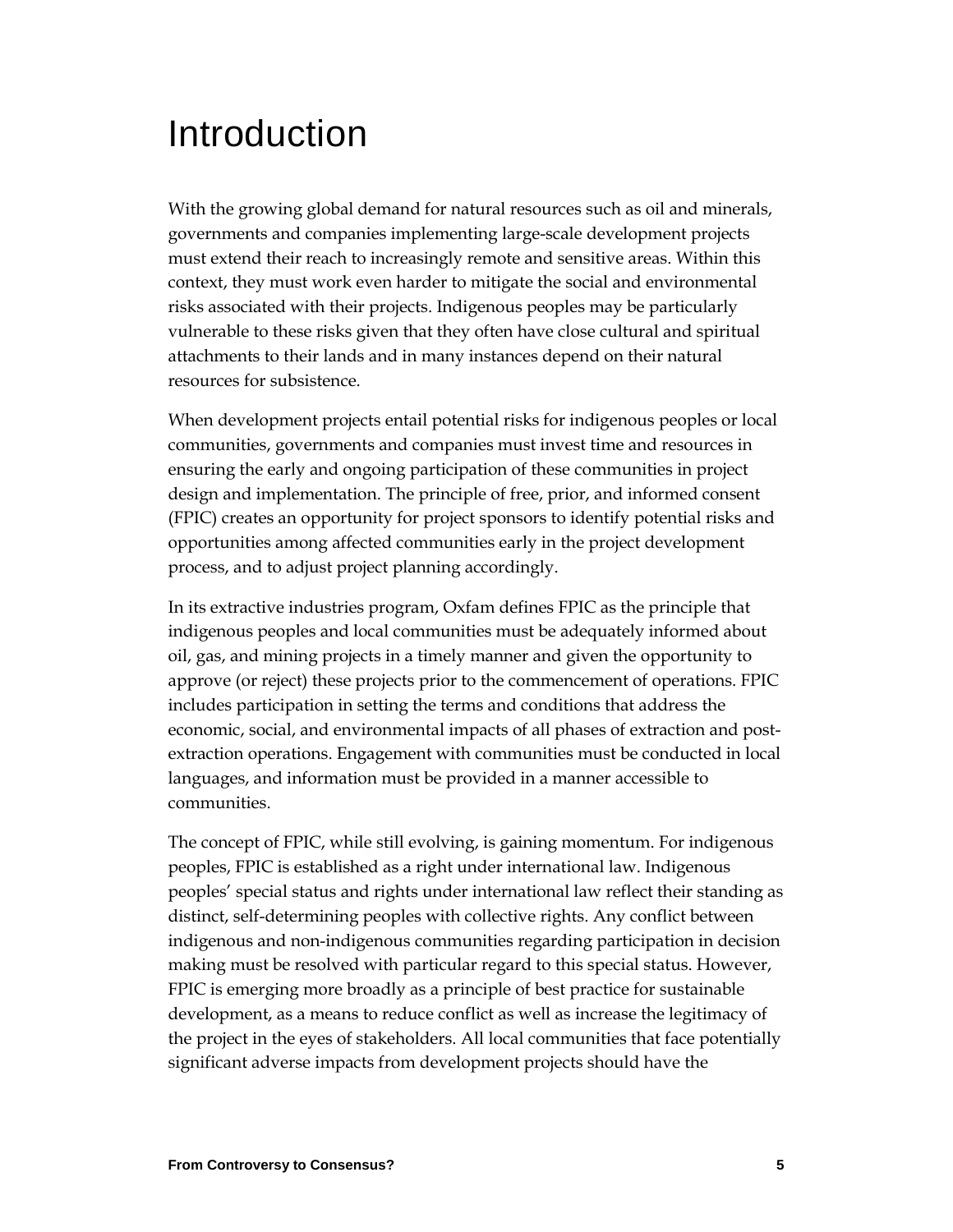# Introduction

With the growing global demand for natural resources such as oil and minerals, governments and companies implementing large-scale development projects must extend their reach to increasingly remote and sensitive areas. Within this context, they must work even harder to mitigate the social and environmental risks associated with their projects. Indigenous peoples may be particularly vulnerable to these risks given that they often have close cultural and spiritual attachments to their lands and in many instances depend on their natural resources for subsistence.

When development projects entail potential risks for indigenous peoples or local communities, governments and companies must invest time and resources in ensuring the early and ongoing participation of these communities in project design and implementation. The principle of free, prior, and informed consent (FPIC) creates an opportunity for project sponsors to identify potential risks and opportunities among affected communities early in the project development process, and to adjust project planning accordingly.

In its extractive industries program, Oxfam defines FPIC as the principle that indigenous peoples and local communities must be adequately informed about oil, gas, and mining projects in a timely manner and given the opportunity to approve (or reject) these projects prior to the commencement of operations. FPIC includes participation in setting the terms and conditions that address the economic, social, and environmental impacts of all phases of extraction and post-extraction operations. Engagement with communities must be conducted in local languages, and information must be provided in a manner accessible to communities.

The concept of FPIC, while still evolving, is gaining momentum. For indigenous peoples, FPIC is established as a right under international law. Indigenous peoples' special status and rights under international law reflect their standing as distinct, self-determining peoples with collective rights. Any conflict between indigenous and non-indigenous communities regarding participation in decision making must be resolved with particular regard to this special status. However, FPIC is emerging more broadly as a principle of best practice for sustainable development, as a means to reduce conflict as well as increase the legitimacy of the project in the eyes of stakeholders. All local communities that face potentially significant adverse impacts from development projects should have the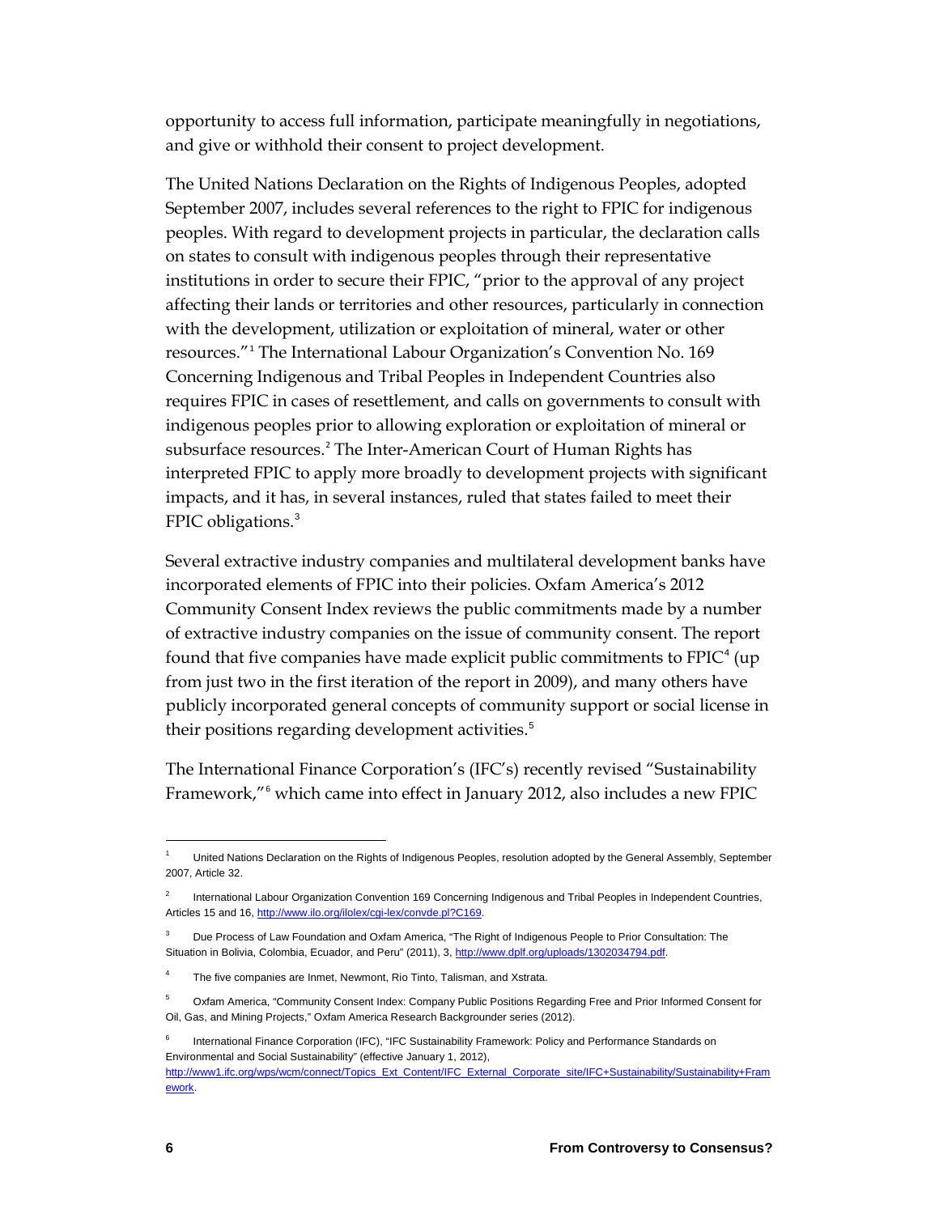opportunity to access full information, participate meaningfully in negotiations, and give or withhold their consent to project development.

The United Nations Declaration on the Rights of Indigenous Peoples, adopted September 2007, includes several references to the right to FPIC for indigenous peoples. With regard to development projects in particular, the declaration calls on states to consult with indigenous peoples through their representative institutions in order to secure their FPIC, "prior to the approval of any project affecting their lands or territories and other resources, particularly in connection with the development, utilization or exploitation of mineral, water or other resources."[1] The International Labour Organization's Convention No. 169 Concerning Indigenous and Tribal Peoples in Independent Countries also requires FPIC in cases of resettlement, and calls on governments to consult with indigenous peoples prior to allowing exploration or exploitation of mineral or subsurface resources.[2] The Inter-American Court of Human Rights has interpreted FPIC to apply more broadly to development projects with significant impacts, and it has, in several instances, ruled that states failed to meet their FPIC obligations.[3]

Several extractive industry companies and multilateral development banks have incorporated elements of FPIC into their policies. Oxfam America's 2012 Community Consent Index reviews the public commitments made by a number of extractive industry companies on the issue of community consent. The report found that five companies have made explicit public commitments to FPIC[4] (up from just two in the first iteration of the report in 2009), and many others have publicly incorporated general concepts of community support or social license in their positions regarding development activities.[5]

The International Finance Corporation's (IFC's) recently revised "Sustainability Framework,"[6] which came into effect in January 2012, also includes a new FPIC

---

[1] United Nations Declaration on the Rights of Indigenous Peoples, resolution adopted by the General Assembly, September 2007, Article 32.

[2] International Labour Organization Convention 169 Concerning Indigenous and Tribal Peoples in Independent Countries, Articles 15 and 16, http://www.ilo.org/ilolex/cgi-lex/convde.pl?C169.

[3] Due Process of Law Foundation and Oxfam America, "The Right of Indigenous People to Prior Consultation: The Situation in Bolivia, Colombia, Ecuador, and Peru" (2011), 3, http://www.dplf.org/uploads/1302034794.pdf.

[4] The five companies are Inmet, Newmont, Rio Tinto, Talisman, and Xstrata.

[5] Oxfam America, "Community Consent Index: Company Public Positions Regarding Free and Prior Informed Consent for Oil, Gas, and Mining Projects," Oxfam America Research Backgrounder series (2012).

[6] International Finance Corporation (IFC), "IFC Sustainability Framework: Policy and Performance Standards on Environmental and Social Sustainability" (effective January 1, 2012), http://www1.ifc.org/wps/wcm/connect/Topics_Ext_Content/IFC_External_Corporate_site/IFC+Sustainability/Sustainability+Framework.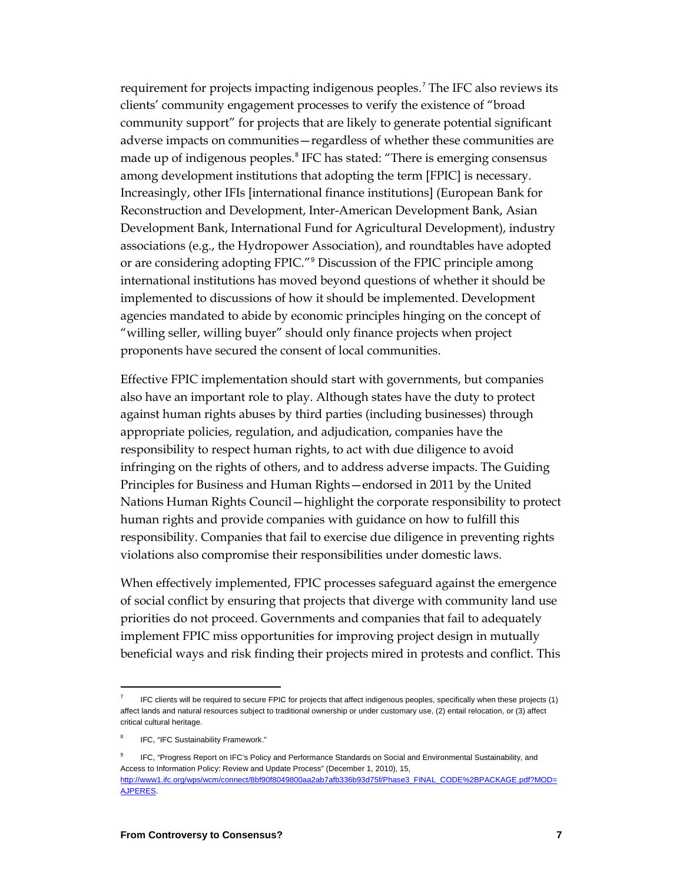requirement for projects impacting indigenous peoples.[7] The IFC also reviews its clients' community engagement processes to verify the existence of "broad community support" for projects that are likely to generate potential significant adverse impacts on communities—regardless of whether these communities are made up of indigenous peoples.[8] IFC has stated: "There is emerging consensus among development institutions that adopting the term [FPIC] is necessary. Increasingly, other IFIs [international finance institutions] (European Bank for Reconstruction and Development, Inter-American Development Bank, Asian Development Bank, International Fund for Agricultural Development), industry associations (e.g., the Hydropower Association), and roundtables have adopted or are considering adopting FPIC."[9] Discussion of the FPIC principle among international institutions has moved beyond questions of whether it should be implemented to discussions of how it should be implemented. Development agencies mandated to abide by economic principles hinging on the concept of "willing seller, willing buyer" should only finance projects when project proponents have secured the consent of local communities.

Effective FPIC implementation should start with governments, but companies also have an important role to play. Although states have the duty to protect against human rights abuses by third parties (including businesses) through appropriate policies, regulation, and adjudication, companies have the responsibility to respect human rights, to act with due diligence to avoid infringing on the rights of others, and to address adverse impacts. The Guiding Principles for Business and Human Rights—endorsed in 2011 by the United Nations Human Rights Council—highlight the corporate responsibility to protect human rights and provide companies with guidance on how to fulfill this responsibility. Companies that fail to exercise due diligence in preventing rights violations also compromise their responsibilities under domestic laws.

When effectively implemented, FPIC processes safeguard against the emergence of social conflict by ensuring that projects that diverge with community land use priorities do not proceed. Governments and companies that fail to adequately implement FPIC miss opportunities for improving project design in mutually beneficial ways and risk finding their projects mired in protests and conflict. This

---

[7] IFC clients will be required to secure FPIC for projects that affect indigenous peoples, specifically when these projects (1) affect lands and natural resources subject to traditional ownership or under customary use, (2) entail relocation, or (3) affect critical cultural heritage.

[8] IFC, "IFC Sustainability Framework."

[9] IFC, "Progress Report on IFC's Policy and Performance Standards on Social and Environmental Sustainability, and Access to Information Policy: Review and Update Process" (December 1, 2010), 15, http://www1.ifc.org/wps/wcm/connect/8bf90f8049800aa2ab7afb336b93d75f/Phase3_FINAL_CODE%2BPACKAGE.pdf?MOD=AJPERES.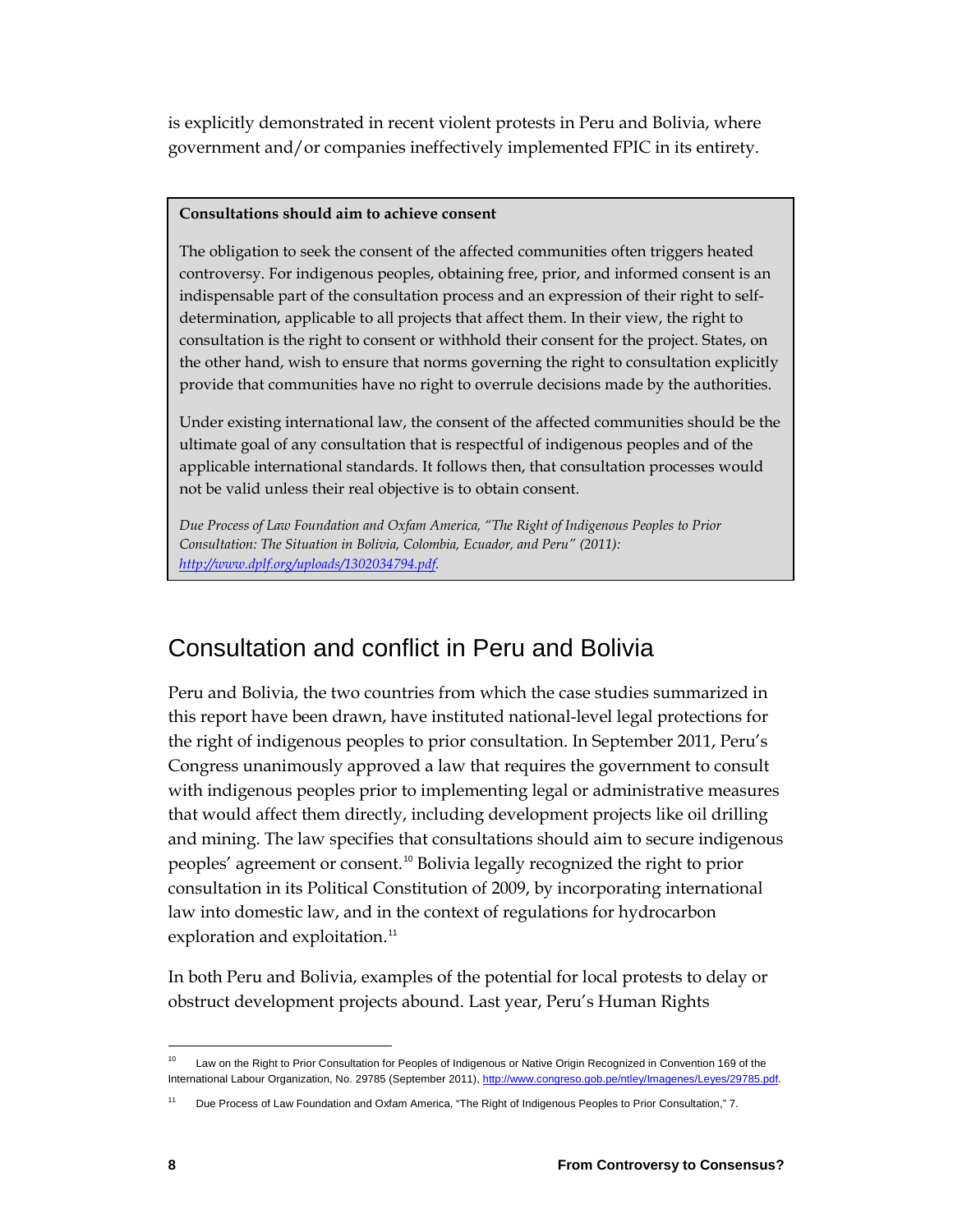is explicitly demonstrated in recent violent protests in Peru and Bolivia, where government and/or companies ineffectively implemented FPIC in its entirety.

> **Consultations should aim to achieve consent**
>
> The obligation to seek the consent of the affected communities often triggers heated controversy. For indigenous peoples, obtaining free, prior, and informed consent is an indispensable part of the consultation process and an expression of their right to self-determination, applicable to all projects that affect them. In their view, the right to consultation is the right to consent or withhold their consent for the project. States, on the other hand, wish to ensure that norms governing the right to consultation explicitly provide that communities have no right to overrule decisions made by the authorities.
>
> Under existing international law, the consent of the affected communities should be the ultimate goal of any consultation that is respectful of indigenous peoples and of the applicable international standards. It follows then, that consultation processes would not be valid unless their real objective is to obtain consent.
>
> *Due Process of Law Foundation and Oxfam America, "The Right of Indigenous Peoples to Prior Consultation: The Situation in Bolivia, Colombia, Ecuador, and Peru" (2011): [http://www.dplf.org/uploads/1302034794.pdf](http://www.dplf.org/uploads/1302034794.pdf).*

## Consultation and conflict in Peru and Bolivia

Peru and Bolivia, the two countries from which the case studies summarized in this report have been drawn, have instituted national-level legal protections for the right of indigenous peoples to prior consultation. In September 2011, Peru's Congress unanimously approved a law that requires the government to consult with indigenous peoples prior to implementing legal or administrative measures that would affect them directly, including development projects like oil drilling and mining. The law specifies that consultations should aim to secure indigenous peoples' agreement or consent.[10] Bolivia legally recognized the right to prior consultation in its Political Constitution of 2009, by incorporating international law into domestic law, and in the context of regulations for hydrocarbon exploration and exploitation.[11]

In both Peru and Bolivia, examples of the potential for local protests to delay or obstruct development projects abound. Last year, Peru's Human Rights

---

[10] Law on the Right to Prior Consultation for Peoples of Indigenous or Native Origin Recognized in Convention 169 of the International Labour Organization, No. 29785 (September 2011), [http://www.congreso.gob.pe/ntley/Imagenes/Leyes/29785.pdf](http://www.congreso.gob.pe/ntley/Imagenes/Leyes/29785.pdf).

[11] Due Process of Law Foundation and Oxfam America, "The Right of Indigenous Peoples to Prior Consultation," 7.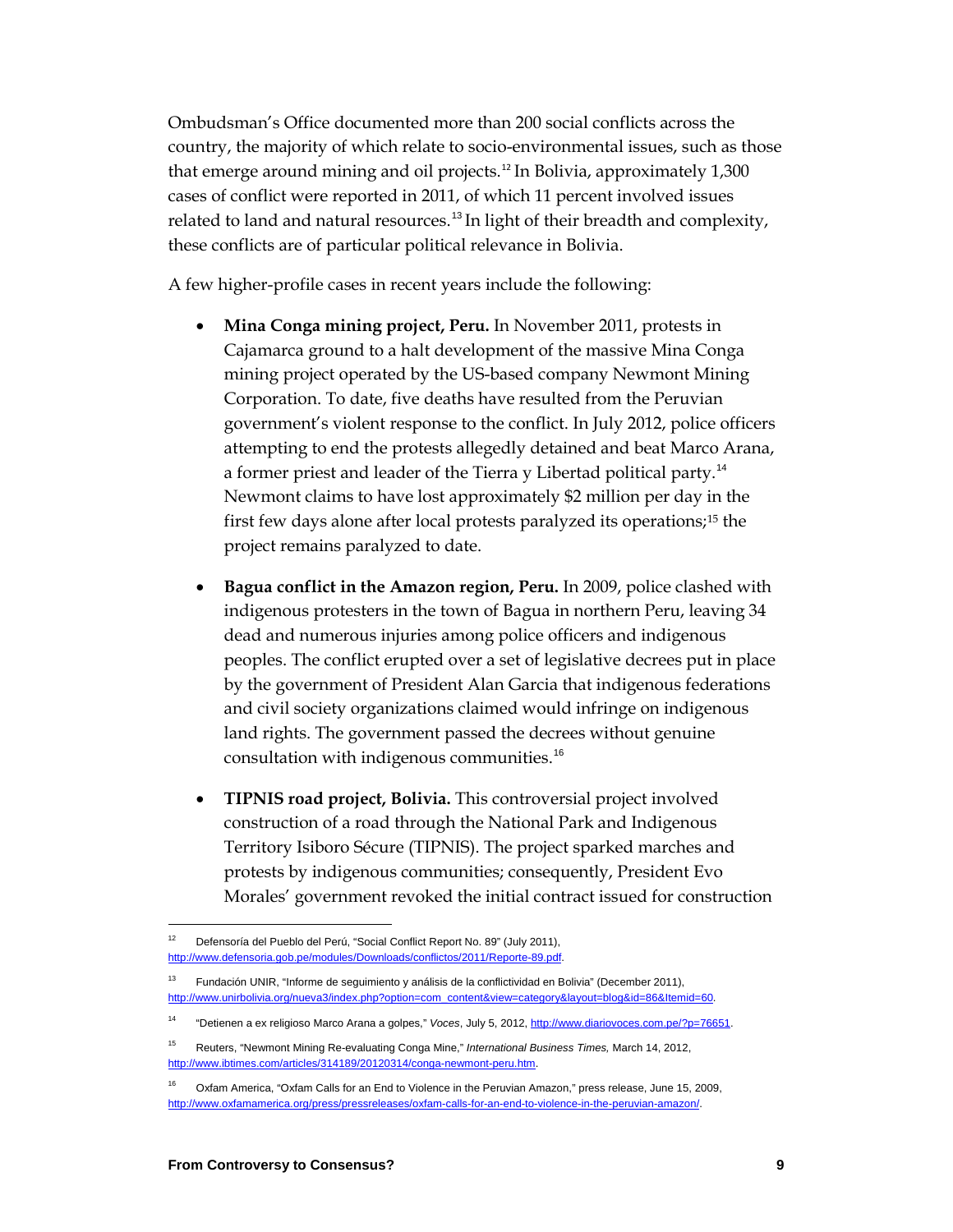Ombudsman's Office documented more than 200 social conflicts across the country, the majority of which relate to socio-environmental issues, such as those that emerge around mining and oil projects.[12] In Bolivia, approximately 1,300 cases of conflict were reported in 2011, of which 11 percent involved issues related to land and natural resources.[13] In light of their breadth and complexity, these conflicts are of particular political relevance in Bolivia.

A few higher-profile cases in recent years include the following:

- **Mina Conga mining project, Peru.** In November 2011, protests in Cajamarca ground to a halt development of the massive Mina Conga mining project operated by the US-based company Newmont Mining Corporation. To date, five deaths have resulted from the Peruvian government's violent response to the conflict. In July 2012, police officers attempting to end the protests allegedly detained and beat Marco Arana, a former priest and leader of the Tierra y Libertad political party.[14] Newmont claims to have lost approximately $2 million per day in the first few days alone after local protests paralyzed its operations;[15] the project remains paralyzed to date.

- **Bagua conflict in the Amazon region, Peru.** In 2009, police clashed with indigenous protesters in the town of Bagua in northern Peru, leaving 34 dead and numerous injuries among police officers and indigenous peoples. The conflict erupted over a set of legislative decrees put in place by the government of President Alan Garcia that indigenous federations and civil society organizations claimed would infringe on indigenous land rights. The government passed the decrees without genuine consultation with indigenous communities.[16]

- **TIPNIS road project, Bolivia.** This controversial project involved construction of a road through the National Park and Indigenous Territory Isiboro Sécure (TIPNIS). The project sparked marches and protests by indigenous communities; consequently, President Evo Morales' government revoked the initial contract issued for construction

---

[12] Defensoría del Pueblo del Perú, "Social Conflict Report No. 89" (July 2011), http://www.defensoria.gob.pe/modules/Downloads/conflictos/2011/Reporte-89.pdf.

[13] Fundación UNIR, "Informe de seguimiento y análisis de la conflictividad en Bolivia" (December 2011), http://www.unirbolivia.org/nueva3/index.php?option=com_content&view=category&layout=blog&id=86&Itemid=60.

[14] "Detienen a ex religioso Marco Arana a golpes," *Voces*, July 5, 2012, http://www.diariovoces.com.pe/?p=76651.

[15] Reuters, "Newmont Mining Re-evaluating Conga Mine," *International Business Times,* March 14, 2012, http://www.ibtimes.com/articles/314189/20120314/conga-newmont-peru.htm.

[16] Oxfam America, "Oxfam Calls for an End to Violence in the Peruvian Amazon," press release, June 15, 2009, http://www.oxfamamerica.org/press/pressreleases/oxfam-calls-for-an-end-to-violence-in-the-peruvian-amazon/.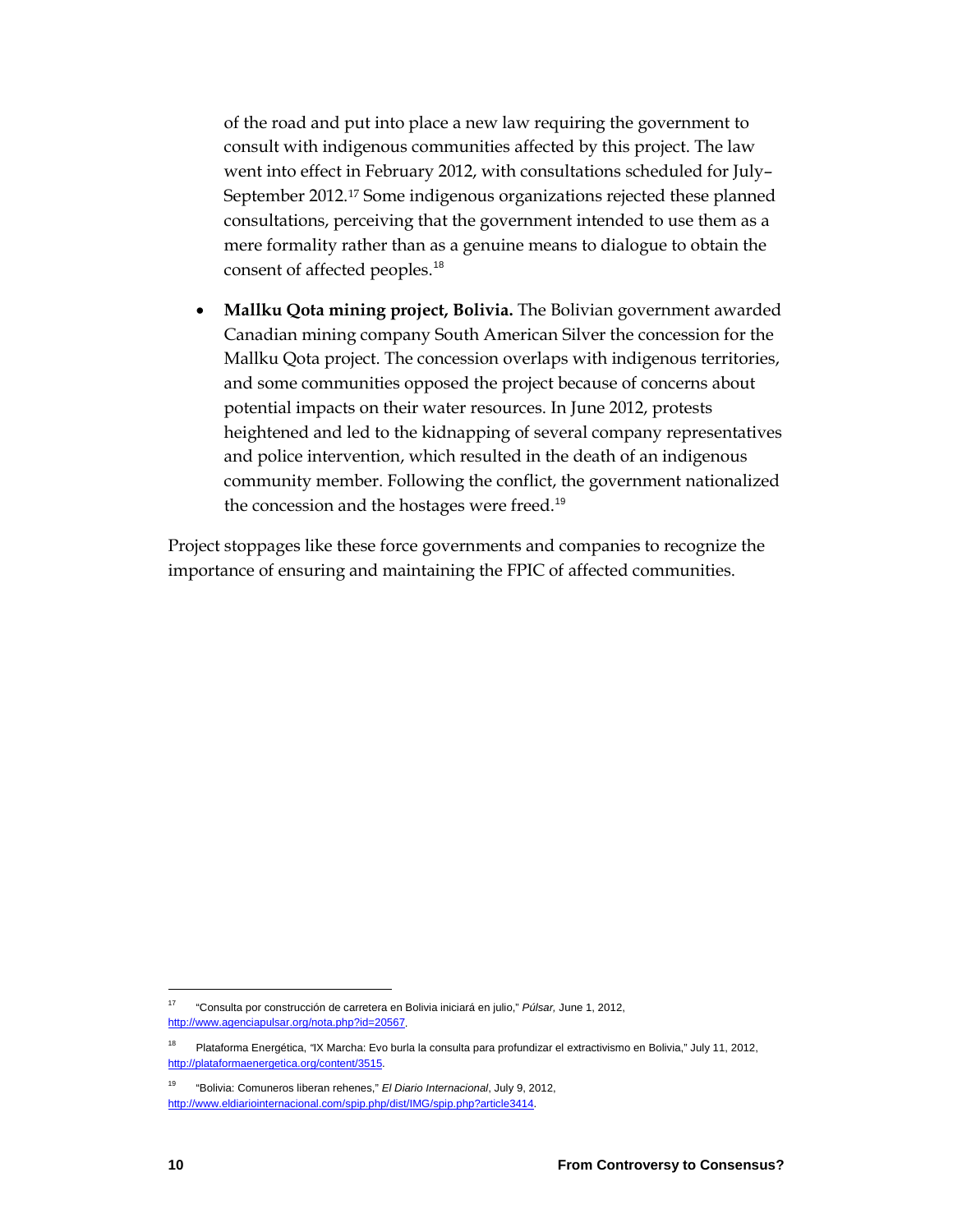of the road and put into place a new law requiring the government to consult with indigenous communities affected by this project. The law went into effect in February 2012, with consultations scheduled for July–September 2012.[17] Some indigenous organizations rejected these planned consultations, perceiving that the government intended to use them as a mere formality rather than as a genuine means to dialogue to obtain the consent of affected peoples.[18]

- **Mallku Qota mining project, Bolivia.** The Bolivian government awarded Canadian mining company South American Silver the concession for the Mallku Qota project. The concession overlaps with indigenous territories, and some communities opposed the project because of concerns about potential impacts on their water resources. In June 2012, protests heightened and led to the kidnapping of several company representatives and police intervention, which resulted in the death of an indigenous community member. Following the conflict, the government nationalized the concession and the hostages were freed.[19]

Project stoppages like these force governments and companies to recognize the importance of ensuring and maintaining the FPIC of affected communities.

---

[17] "Consulta por construcción de carretera en Bolivia iniciará en julio," *Púlsar,* June 1, 2012, http://www.agenciapulsar.org/nota.php?id=20567.

[18] Plataforma Energética, "IX Marcha: Evo burla la consulta para profundizar el extractivismo en Bolivia," July 11, 2012, http://plataformaenergetica.org/content/3515.

[19] "Bolivia: Comuneros liberan rehenes," *El Diario Internacional*, July 9, 2012, http://www.eldiariointernacional.com/spip.php/dist/IMG/spip.php?article3414.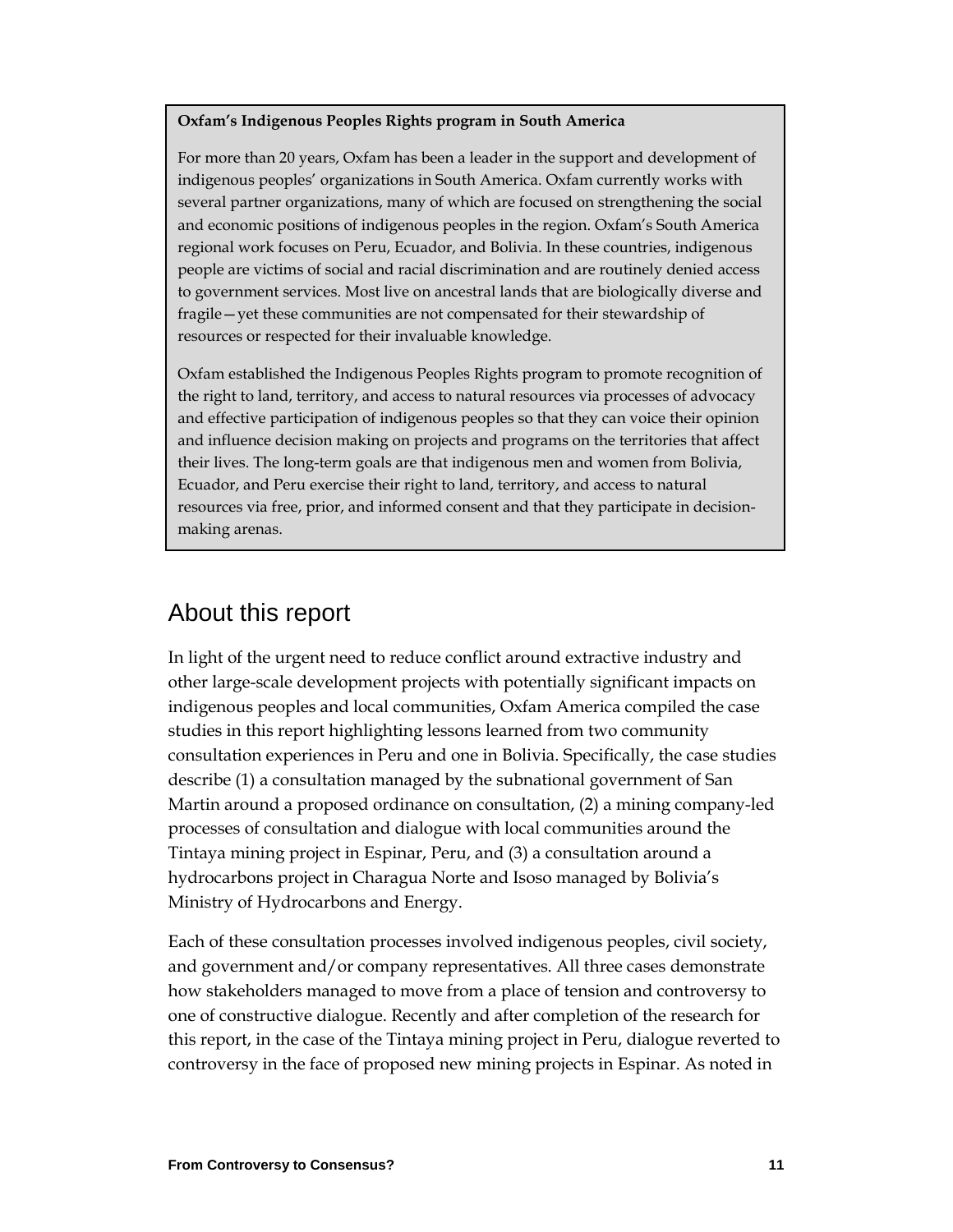**Oxfam's Indigenous Peoples Rights program in South America**

For more than 20 years, Oxfam has been a leader in the support and development of indigenous peoples' organizations in South America. Oxfam currently works with several partner organizations, many of which are focused on strengthening the social and economic positions of indigenous peoples in the region. Oxfam's South America regional work focuses on Peru, Ecuador, and Bolivia. In these countries, indigenous people are victims of social and racial discrimination and are routinely denied access to government services. Most live on ancestral lands that are biologically diverse and fragile—yet these communities are not compensated for their stewardship of resources or respected for their invaluable knowledge.

Oxfam established the Indigenous Peoples Rights program to promote recognition of the right to land, territory, and access to natural resources via processes of advocacy and effective participation of indigenous peoples so that they can voice their opinion and influence decision making on projects and programs on the territories that affect their lives. The long-term goals are that indigenous men and women from Bolivia, Ecuador, and Peru exercise their right to land, territory, and access to natural resources via free, prior, and informed consent and that they participate in decision-making arenas.

## About this report

In light of the urgent need to reduce conflict around extractive industry and other large-scale development projects with potentially significant impacts on indigenous peoples and local communities, Oxfam America compiled the case studies in this report highlighting lessons learned from two community consultation experiences in Peru and one in Bolivia. Specifically, the case studies describe (1) a consultation managed by the subnational government of San Martin around a proposed ordinance on consultation, (2) a mining company-led processes of consultation and dialogue with local communities around the Tintaya mining project in Espinar, Peru, and (3) a consultation around a hydrocarbons project in Charagua Norte and Isoso managed by Bolivia's Ministry of Hydrocarbons and Energy.

Each of these consultation processes involved indigenous peoples, civil society, and government and/or company representatives. All three cases demonstrate how stakeholders managed to move from a place of tension and controversy to one of constructive dialogue. Recently and after completion of the research for this report, in the case of the Tintaya mining project in Peru, dialogue reverted to controversy in the face of proposed new mining projects in Espinar. As noted in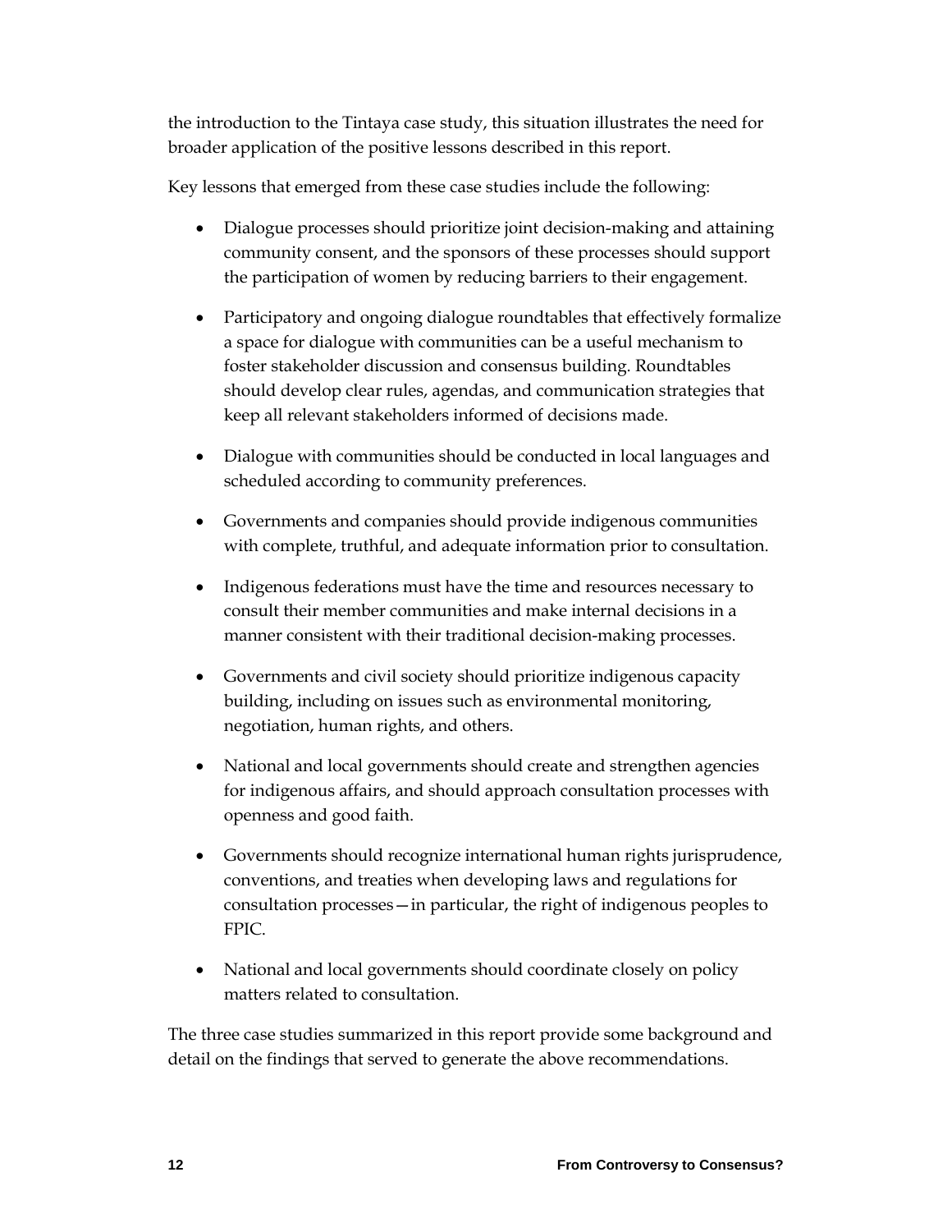the introduction to the Tintaya case study, this situation illustrates the need for broader application of the positive lessons described in this report.

Key lessons that emerged from these case studies include the following:

- Dialogue processes should prioritize joint decision-making and attaining community consent, and the sponsors of these processes should support the participation of women by reducing barriers to their engagement.
- Participatory and ongoing dialogue roundtables that effectively formalize a space for dialogue with communities can be a useful mechanism to foster stakeholder discussion and consensus building. Roundtables should develop clear rules, agendas, and communication strategies that keep all relevant stakeholders informed of decisions made.
- Dialogue with communities should be conducted in local languages and scheduled according to community preferences.
- Governments and companies should provide indigenous communities with complete, truthful, and adequate information prior to consultation.
- Indigenous federations must have the time and resources necessary to consult their member communities and make internal decisions in a manner consistent with their traditional decision-making processes.
- Governments and civil society should prioritize indigenous capacity building, including on issues such as environmental monitoring, negotiation, human rights, and others.
- National and local governments should create and strengthen agencies for indigenous affairs, and should approach consultation processes with openness and good faith.
- Governments should recognize international human rights jurisprudence, conventions, and treaties when developing laws and regulations for consultation processes—in particular, the right of indigenous peoples to FPIC.
- National and local governments should coordinate closely on policy matters related to consultation.

The three case studies summarized in this report provide some background and detail on the findings that served to generate the above recommendations.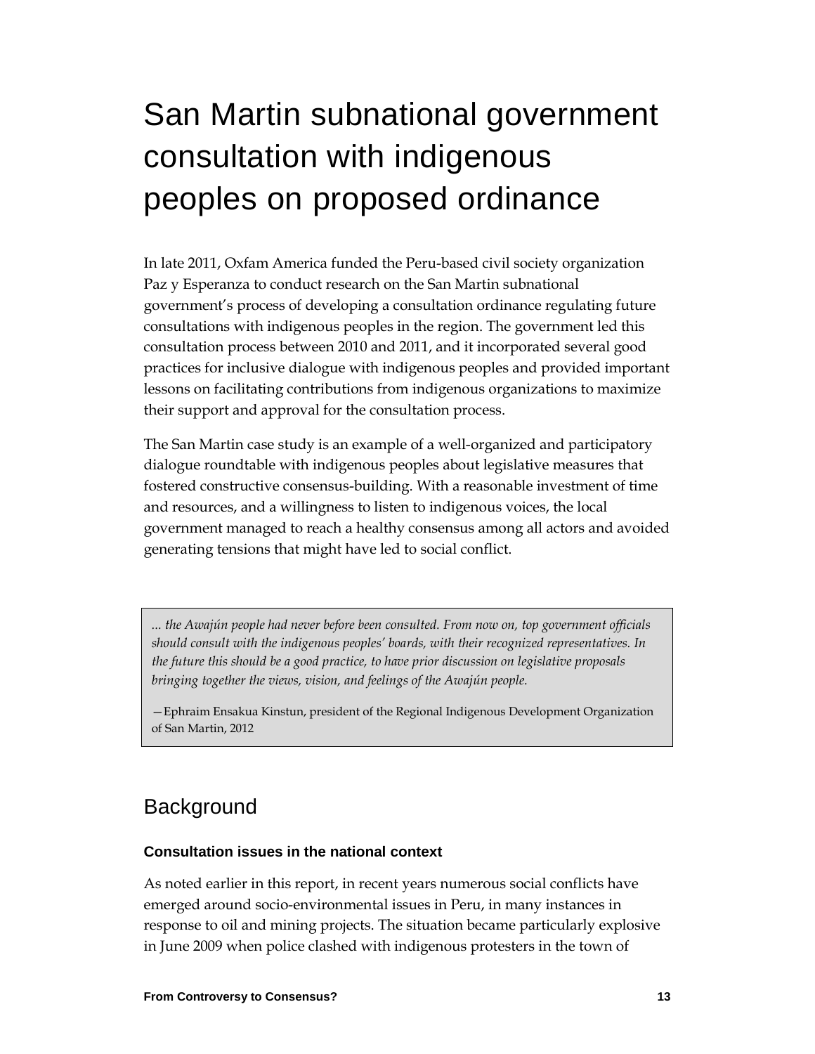# San Martin subnational government consultation with indigenous peoples on proposed ordinance

In late 2011, Oxfam America funded the Peru-based civil society organization Paz y Esperanza to conduct research on the San Martin subnational government's process of developing a consultation ordinance regulating future consultations with indigenous peoples in the region. The government led this consultation process between 2010 and 2011, and it incorporated several good practices for inclusive dialogue with indigenous peoples and provided important lessons on facilitating contributions from indigenous organizations to maximize their support and approval for the consultation process.

The San Martin case study is an example of a well-organized and participatory dialogue roundtable with indigenous peoples about legislative measures that fostered constructive consensus-building. With a reasonable investment of time and resources, and a willingness to listen to indigenous voices, the local government managed to reach a healthy consensus among all actors and avoided generating tensions that might have led to social conflict.

> *... the Awajún people had never before been consulted. From now on, top government officials should consult with the indigenous peoples' boards, with their recognized representatives. In the future this should be a good practice, to have prior discussion on legislative proposals bringing together the views, vision, and feelings of the Awajún people.*
>
> —Ephraim Ensakua Kinstun, president of the Regional Indigenous Development Organization of San Martin, 2012

## Background

### Consultation issues in the national context

As noted earlier in this report, in recent years numerous social conflicts have emerged around socio-environmental issues in Peru, in many instances in response to oil and mining projects. The situation became particularly explosive in June 2009 when police clashed with indigenous protesters in the town of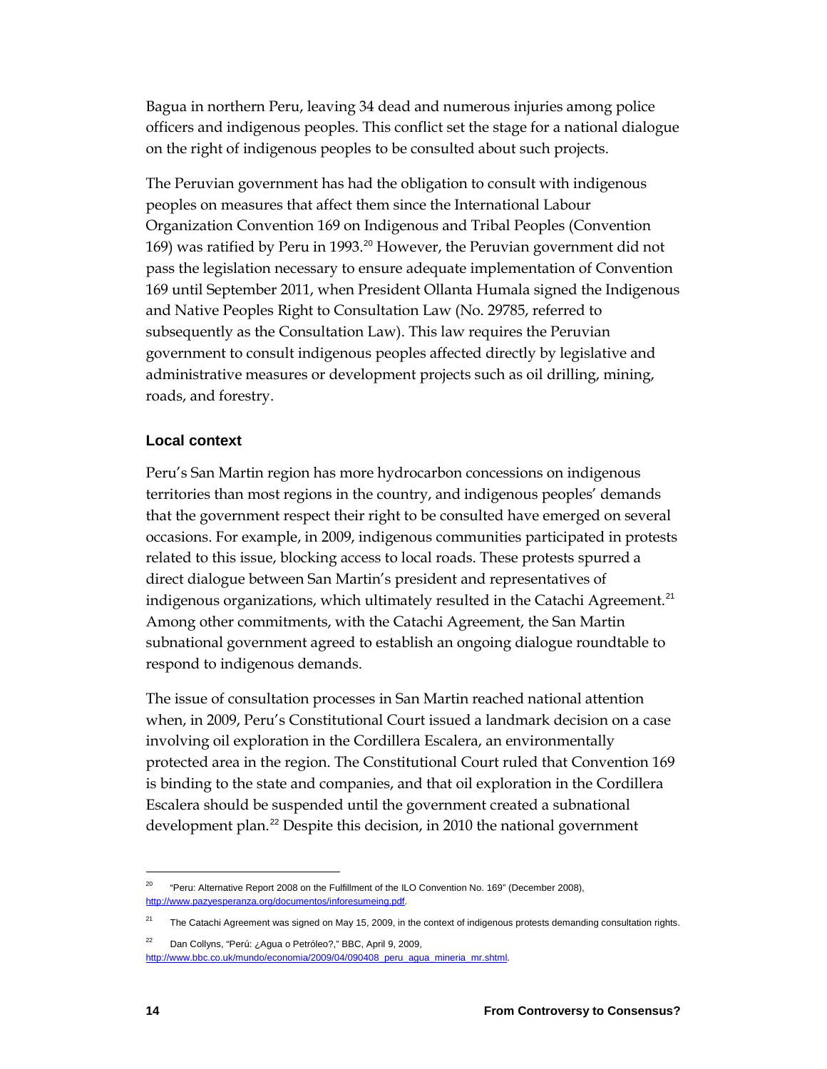Bagua in northern Peru, leaving 34 dead and numerous injuries among police officers and indigenous peoples. This conflict set the stage for a national dialogue on the right of indigenous peoples to be consulted about such projects.

The Peruvian government has had the obligation to consult with indigenous peoples on measures that affect them since the International Labour Organization Convention 169 on Indigenous and Tribal Peoples (Convention 169) was ratified by Peru in 1993.[20] However, the Peruvian government did not pass the legislation necessary to ensure adequate implementation of Convention 169 until September 2011, when President Ollanta Humala signed the Indigenous and Native Peoples Right to Consultation Law (No. 29785, referred to subsequently as the Consultation Law). This law requires the Peruvian government to consult indigenous peoples affected directly by legislative and administrative measures or development projects such as oil drilling, mining, roads, and forestry.

### Local context

Peru's San Martin region has more hydrocarbon concessions on indigenous territories than most regions in the country, and indigenous peoples' demands that the government respect their right to be consulted have emerged on several occasions. For example, in 2009, indigenous communities participated in protests related to this issue, blocking access to local roads. These protests spurred a direct dialogue between San Martin's president and representatives of indigenous organizations, which ultimately resulted in the Catachi Agreement.[21] Among other commitments, with the Catachi Agreement, the San Martin subnational government agreed to establish an ongoing dialogue roundtable to respond to indigenous demands.

The issue of consultation processes in San Martin reached national attention when, in 2009, Peru's Constitutional Court issued a landmark decision on a case involving oil exploration in the Cordillera Escalera, an environmentally protected area in the region. The Constitutional Court ruled that Convention 169 is binding to the state and companies, and that oil exploration in the Cordillera Escalera should be suspended until the government created a subnational development plan.[22] Despite this decision, in 2010 the national government

---

[20] "Peru: Alternative Report 2008 on the Fulfillment of the ILO Convention No. 169" (December 2008), http://www.pazyesperanza.org/documentos/inforesumeing.pdf.

[21] The Catachi Agreement was signed on May 15, 2009, in the context of indigenous protests demanding consultation rights.

[22] Dan Collyns, "Perú: ¿Agua o Petróleo?," BBC, April 9, 2009, http://www.bbc.co.uk/mundo/economia/2009/04/090408_peru_agua_mineria_mr.shtml.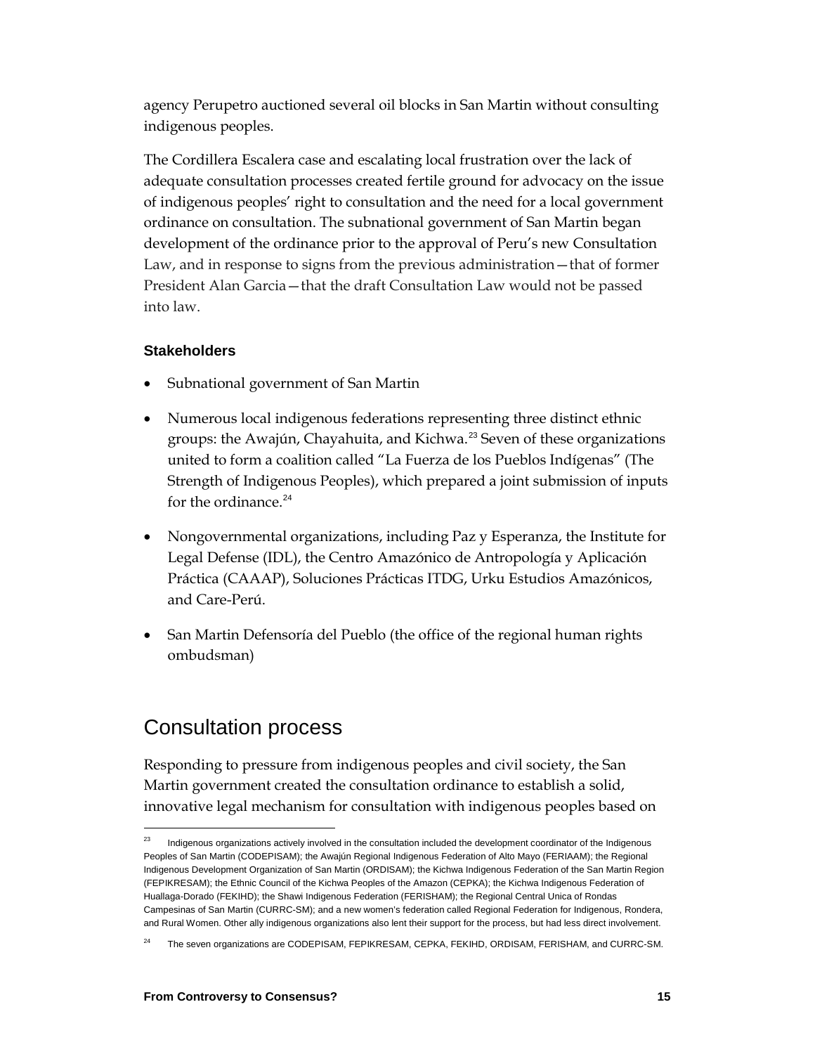agency Perupetro auctioned several oil blocks in San Martin without consulting indigenous peoples.

The Cordillera Escalera case and escalating local frustration over the lack of adequate consultation processes created fertile ground for advocacy on the issue of indigenous peoples' right to consultation and the need for a local government ordinance on consultation. The subnational government of San Martin began development of the ordinance prior to the approval of Peru's new Consultation Law, and in response to signs from the previous administration—that of former President Alan Garcia—that the draft Consultation Law would not be passed into law.

### Stakeholders

- Subnational government of San Martin
- Numerous local indigenous federations representing three distinct ethnic groups: the Awajún, Chayahuita, and Kichwa.[23] Seven of these organizations united to form a coalition called "La Fuerza de los Pueblos Indígenas" (The Strength of Indigenous Peoples), which prepared a joint submission of inputs for the ordinance.[24]
- Nongovernmental organizations, including Paz y Esperanza, the Institute for Legal Defense (IDL), the Centro Amazónico de Antropología y Aplicación Práctica (CAAAP), Soluciones Prácticas ITDG, Urku Estudios Amazónicos, and Care-Perú.
- San Martin Defensoría del Pueblo (the office of the regional human rights ombudsman)

## Consultation process

Responding to pressure from indigenous peoples and civil society, the San Martin government created the consultation ordinance to establish a solid, innovative legal mechanism for consultation with indigenous peoples based on

[23] Indigenous organizations actively involved in the consultation included the development coordinator of the Indigenous Peoples of San Martin (CODEPISAM); the Awajún Regional Indigenous Federation of Alto Mayo (FERIAAM); the Regional Indigenous Development Organization of San Martin (ORDISAM); the Kichwa Indigenous Federation of the San Martin Region (FEPIKRESAM); the Ethnic Council of the Kichwa Peoples of the Amazon (CEPKA); the Kichwa Indigenous Federation of Huallaga-Dorado (FEKIHD); the Shawi Indigenous Federation (FERISHAM); the Regional Central Unica of Rondas Campesinas of San Martin (CURRC-SM); and a new women's federation called Regional Federation for Indigenous, Rondera, and Rural Women. Other ally indigenous organizations also lent their support for the process, but had less direct involvement.

[24] The seven organizations are CODEPISAM, FEPIKRESAM, CEPKA, FEKIHD, ORDISAM, FERISHAM, and CURRC-SM.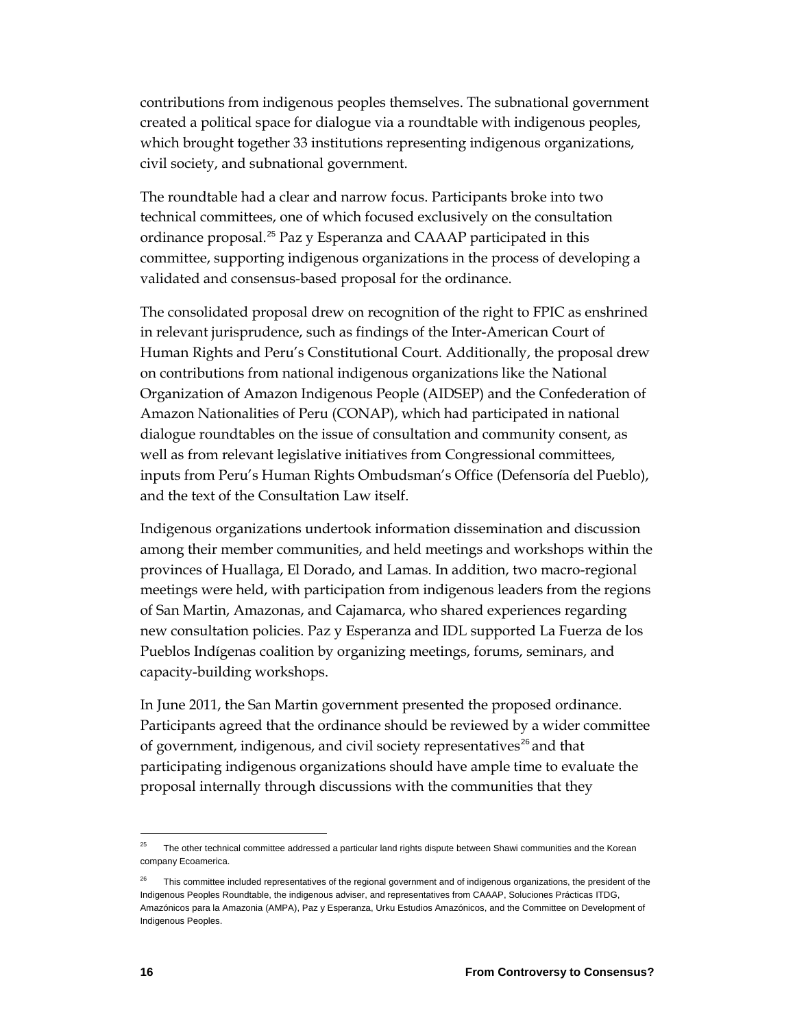contributions from indigenous peoples themselves. The subnational government created a political space for dialogue via a roundtable with indigenous peoples, which brought together 33 institutions representing indigenous organizations, civil society, and subnational government.

The roundtable had a clear and narrow focus. Participants broke into two technical committees, one of which focused exclusively on the consultation ordinance proposal.[25] Paz y Esperanza and CAAAP participated in this committee, supporting indigenous organizations in the process of developing a validated and consensus-based proposal for the ordinance.

The consolidated proposal drew on recognition of the right to FPIC as enshrined in relevant jurisprudence, such as findings of the Inter-American Court of Human Rights and Peru's Constitutional Court. Additionally, the proposal drew on contributions from national indigenous organizations like the National Organization of Amazon Indigenous People (AIDSEP) and the Confederation of Amazon Nationalities of Peru (CONAP), which had participated in national dialogue roundtables on the issue of consultation and community consent, as well as from relevant legislative initiatives from Congressional committees, inputs from Peru's Human Rights Ombudsman's Office (Defensoría del Pueblo), and the text of the Consultation Law itself.

Indigenous organizations undertook information dissemination and discussion among their member communities, and held meetings and workshops within the provinces of Huallaga, El Dorado, and Lamas. In addition, two macro-regional meetings were held, with participation from indigenous leaders from the regions of San Martin, Amazonas, and Cajamarca, who shared experiences regarding new consultation policies. Paz y Esperanza and IDL supported La Fuerza de los Pueblos Indígenas coalition by organizing meetings, forums, seminars, and capacity-building workshops.

In June 2011, the San Martin government presented the proposed ordinance. Participants agreed that the ordinance should be reviewed by a wider committee of government, indigenous, and civil society representatives[26] and that participating indigenous organizations should have ample time to evaluate the proposal internally through discussions with the communities that they

---

[25] The other technical committee addressed a particular land rights dispute between Shawi communities and the Korean company Ecoamerica.

[26] This committee included representatives of the regional government and of indigenous organizations, the president of the Indigenous Peoples Roundtable, the indigenous adviser, and representatives from CAAAP, Soluciones Prácticas ITDG, Amazónicos para la Amazonia (AMPA), Paz y Esperanza, Urku Estudios Amazónicos, and the Committee on Development of Indigenous Peoples.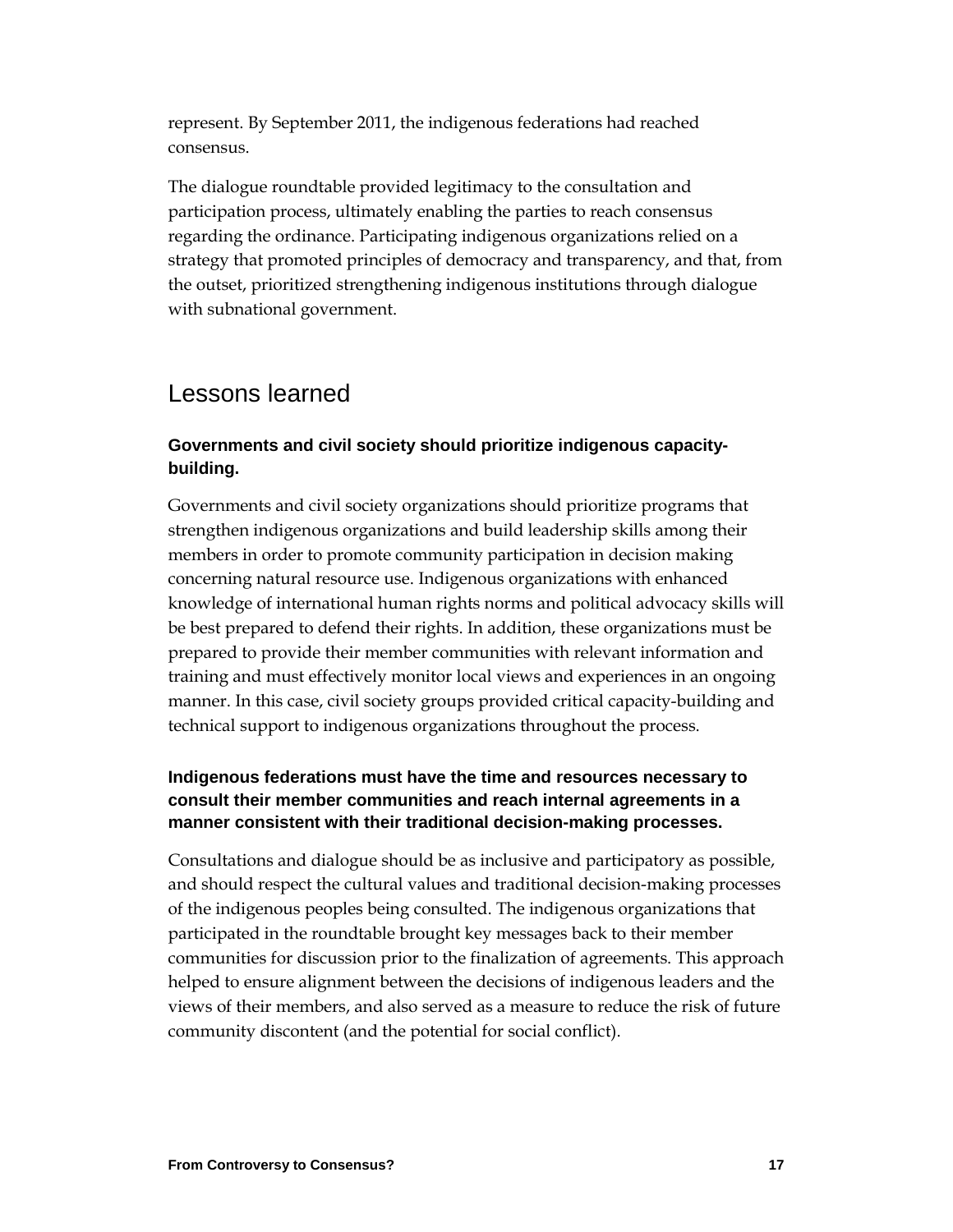represent. By September 2011, the indigenous federations had reached consensus.

The dialogue roundtable provided legitimacy to the consultation and participation process, ultimately enabling the parties to reach consensus regarding the ordinance. Participating indigenous organizations relied on a strategy that promoted principles of democracy and transparency, and that, from the outset, prioritized strengthening indigenous institutions through dialogue with subnational government.

## Lessons learned

### Governments and civil society should prioritize indigenous capacity-building.

Governments and civil society organizations should prioritize programs that strengthen indigenous organizations and build leadership skills among their members in order to promote community participation in decision making concerning natural resource use. Indigenous organizations with enhanced knowledge of international human rights norms and political advocacy skills will be best prepared to defend their rights. In addition, these organizations must be prepared to provide their member communities with relevant information and training and must effectively monitor local views and experiences in an ongoing manner. In this case, civil society groups provided critical capacity-building and technical support to indigenous organizations throughout the process.

### Indigenous federations must have the time and resources necessary to consult their member communities and reach internal agreements in a manner consistent with their traditional decision-making processes.

Consultations and dialogue should be as inclusive and participatory as possible, and should respect the cultural values and traditional decision-making processes of the indigenous peoples being consulted. The indigenous organizations that participated in the roundtable brought key messages back to their member communities for discussion prior to the finalization of agreements. This approach helped to ensure alignment between the decisions of indigenous leaders and the views of their members, and also served as a measure to reduce the risk of future community discontent (and the potential for social conflict).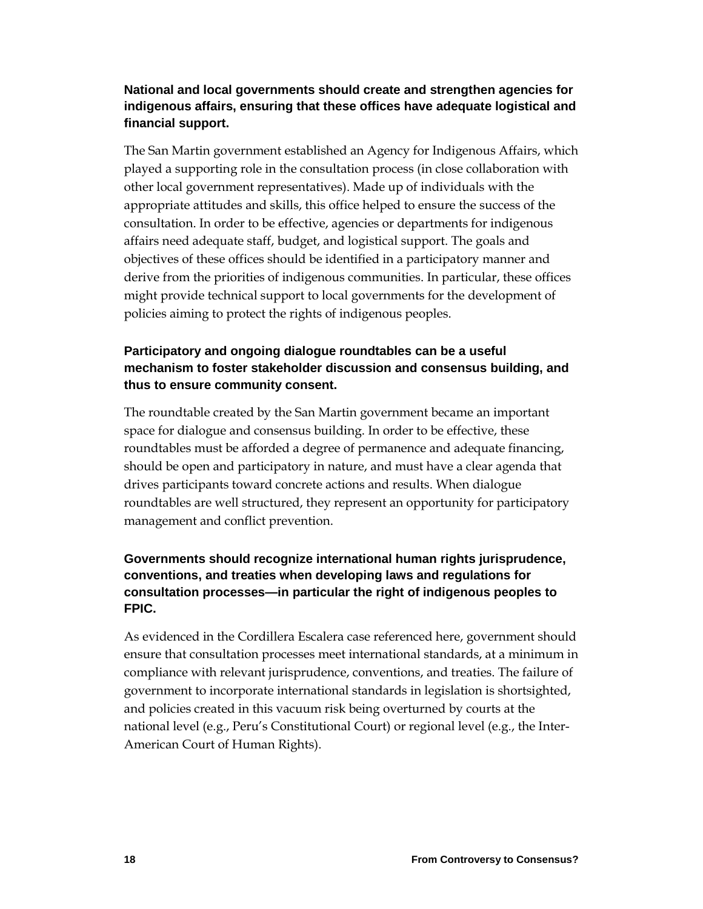**National and local governments should create and strengthen agencies for indigenous affairs, ensuring that these offices have adequate logistical and financial support.**

The San Martin government established an Agency for Indigenous Affairs, which played a supporting role in the consultation process (in close collaboration with other local government representatives). Made up of individuals with the appropriate attitudes and skills, this office helped to ensure the success of the consultation. In order to be effective, agencies or departments for indigenous affairs need adequate staff, budget, and logistical support. The goals and objectives of these offices should be identified in a participatory manner and derive from the priorities of indigenous communities. In particular, these offices might provide technical support to local governments for the development of policies aiming to protect the rights of indigenous peoples.

**Participatory and ongoing dialogue roundtables can be a useful mechanism to foster stakeholder discussion and consensus building, and thus to ensure community consent.**

The roundtable created by the San Martin government became an important space for dialogue and consensus building. In order to be effective, these roundtables must be afforded a degree of permanence and adequate financing, should be open and participatory in nature, and must have a clear agenda that drives participants toward concrete actions and results. When dialogue roundtables are well structured, they represent an opportunity for participatory management and conflict prevention.

**Governments should recognize international human rights jurisprudence, conventions, and treaties when developing laws and regulations for consultation processes—in particular the right of indigenous peoples to FPIC.**

As evidenced in the Cordillera Escalera case referenced here, government should ensure that consultation processes meet international standards, at a minimum in compliance with relevant jurisprudence, conventions, and treaties. The failure of government to incorporate international standards in legislation is shortsighted, and policies created in this vacuum risk being overturned by courts at the national level (e.g., Peru's Constitutional Court) or regional level (e.g., the Inter-American Court of Human Rights).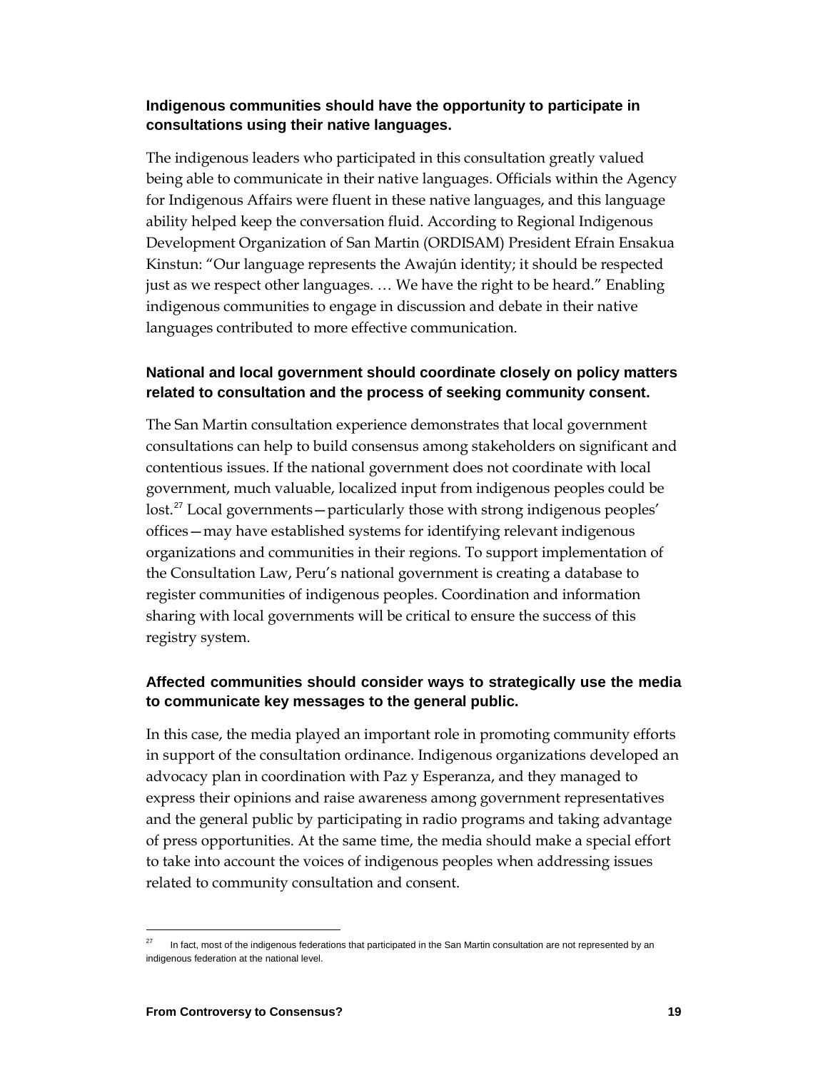**Indigenous communities should have the opportunity to participate in consultations using their native languages.**

The indigenous leaders who participated in this consultation greatly valued being able to communicate in their native languages. Officials within the Agency for Indigenous Affairs were fluent in these native languages, and this language ability helped keep the conversation fluid. According to Regional Indigenous Development Organization of San Martin (ORDISAM) President Efrain Ensakua Kinstun: "Our language represents the Awajún identity; it should be respected just as we respect other languages. … We have the right to be heard." Enabling indigenous communities to engage in discussion and debate in their native languages contributed to more effective communication.

**National and local government should coordinate closely on policy matters related to consultation and the process of seeking community consent.**

The San Martin consultation experience demonstrates that local government consultations can help to build consensus among stakeholders on significant and contentious issues. If the national government does not coordinate with local government, much valuable, localized input from indigenous peoples could be lost.[27] Local governments—particularly those with strong indigenous peoples' offices—may have established systems for identifying relevant indigenous organizations and communities in their regions. To support implementation of the Consultation Law, Peru's national government is creating a database to register communities of indigenous peoples. Coordination and information sharing with local governments will be critical to ensure the success of this registry system.

**Affected communities should consider ways to strategically use the media to communicate key messages to the general public.**

In this case, the media played an important role in promoting community efforts in support of the consultation ordinance. Indigenous organizations developed an advocacy plan in coordination with Paz y Esperanza, and they managed to express their opinions and raise awareness among government representatives and the general public by participating in radio programs and taking advantage of press opportunities. At the same time, the media should make a special effort to take into account the voices of indigenous peoples when addressing issues related to community consultation and consent.

[27] In fact, most of the indigenous federations that participated in the San Martin consultation are not represented by an indigenous federation at the national level.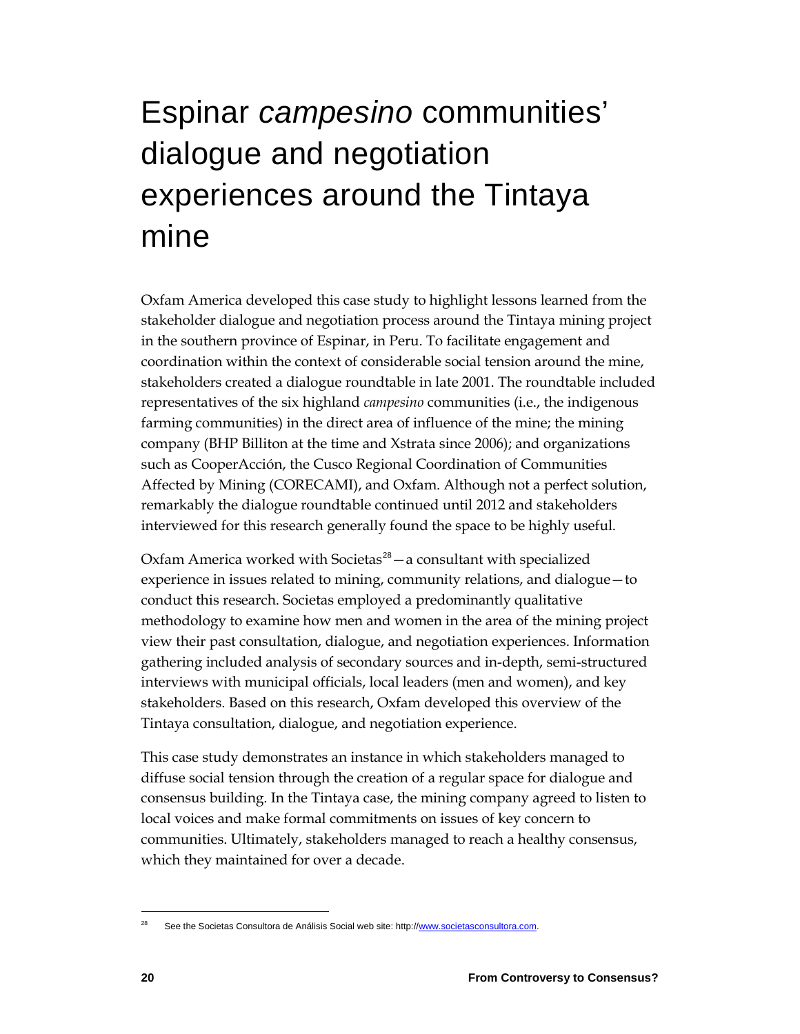# Espinar *campesino* communities' dialogue and negotiation experiences around the Tintaya mine

Oxfam America developed this case study to highlight lessons learned from the stakeholder dialogue and negotiation process around the Tintaya mining project in the southern province of Espinar, in Peru. To facilitate engagement and coordination within the context of considerable social tension around the mine, stakeholders created a dialogue roundtable in late 2001. The roundtable included representatives of the six highland *campesino* communities (i.e., the indigenous farming communities) in the direct area of influence of the mine; the mining company (BHP Billiton at the time and Xstrata since 2006); and organizations such as CooperAcción, the Cusco Regional Coordination of Communities Affected by Mining (CORECAMI), and Oxfam. Although not a perfect solution, remarkably the dialogue roundtable continued until 2012 and stakeholders interviewed for this research generally found the space to be highly useful.

Oxfam America worked with Societas[28]—a consultant with specialized experience in issues related to mining, community relations, and dialogue—to conduct this research. Societas employed a predominantly qualitative methodology to examine how men and women in the area of the mining project view their past consultation, dialogue, and negotiation experiences. Information gathering included analysis of secondary sources and in-depth, semi-structured interviews with municipal officials, local leaders (men and women), and key stakeholders. Based on this research, Oxfam developed this overview of the Tintaya consultation, dialogue, and negotiation experience.

This case study demonstrates an instance in which stakeholders managed to diffuse social tension through the creation of a regular space for dialogue and consensus building. In the Tintaya case, the mining company agreed to listen to local voices and make formal commitments on issues of key concern to communities. Ultimately, stakeholders managed to reach a healthy consensus, which they maintained for over a decade.

---

[28] See the Societas Consultora de Análisis Social web site: http://www.societasconsultora.com.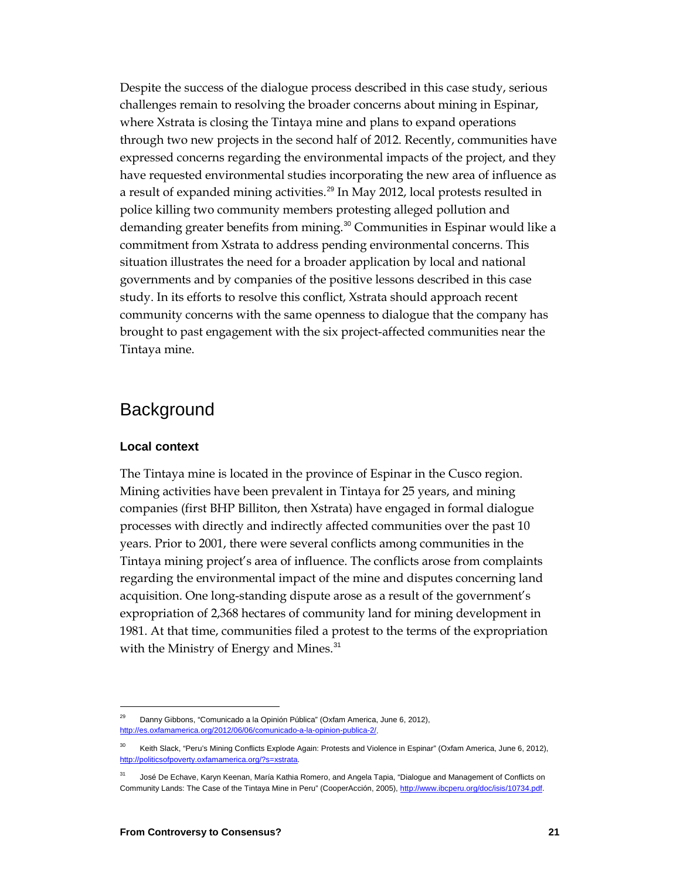Despite the success of the dialogue process described in this case study, serious challenges remain to resolving the broader concerns about mining in Espinar, where Xstrata is closing the Tintaya mine and plans to expand operations through two new projects in the second half of 2012. Recently, communities have expressed concerns regarding the environmental impacts of the project, and they have requested environmental studies incorporating the new area of influence as a result of expanded mining activities.[29] In May 2012, local protests resulted in police killing two community members protesting alleged pollution and demanding greater benefits from mining.[30] Communities in Espinar would like a commitment from Xstrata to address pending environmental concerns. This situation illustrates the need for a broader application by local and national governments and by companies of the positive lessons described in this case study. In its efforts to resolve this conflict, Xstrata should approach recent community concerns with the same openness to dialogue that the company has brought to past engagement with the six project-affected communities near the Tintaya mine.

## Background

### Local context

The Tintaya mine is located in the province of Espinar in the Cusco region. Mining activities have been prevalent in Tintaya for 25 years, and mining companies (first BHP Billiton, then Xstrata) have engaged in formal dialogue processes with directly and indirectly affected communities over the past 10 years. Prior to 2001, there were several conflicts among communities in the Tintaya mining project's area of influence. The conflicts arose from complaints regarding the environmental impact of the mine and disputes concerning land acquisition. One long-standing dispute arose as a result of the government's expropriation of 2,368 hectares of community land for mining development in 1981. At that time, communities filed a protest to the terms of the expropriation with the Ministry of Energy and Mines.[31]

---

[29] Danny Gibbons, "Comunicado a la Opinión Pública" (Oxfam America, June 6, 2012), http://es.oxfamamerica.org/2012/06/06/comunicado-a-la-opinion-publica-2/.

[30] Keith Slack, "Peru's Mining Conflicts Explode Again: Protests and Violence in Espinar" (Oxfam America, June 6, 2012), http://politicsofpoverty.oxfamamerica.org/?s=xstrata.

[31] José De Echave, Karyn Keenan, María Kathia Romero, and Angela Tapia, "Dialogue and Management of Conflicts on Community Lands: The Case of the Tintaya Mine in Peru" (CooperAcción, 2005), http://www.ibcperu.org/doc/isis/10734.pdf.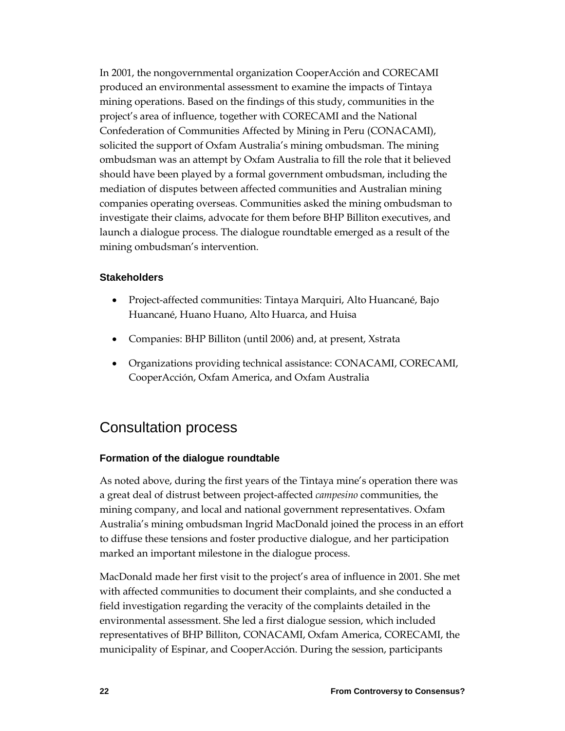In 2001, the nongovernmental organization CooperAcción and CORECAMI produced an environmental assessment to examine the impacts of Tintaya mining operations. Based on the findings of this study, communities in the project's area of influence, together with CORECAMI and the National Confederation of Communities Affected by Mining in Peru (CONACAMI), solicited the support of Oxfam Australia's mining ombudsman. The mining ombudsman was an attempt by Oxfam Australia to fill the role that it believed should have been played by a formal government ombudsman, including the mediation of disputes between affected communities and Australian mining companies operating overseas. Communities asked the mining ombudsman to investigate their claims, advocate for them before BHP Billiton executives, and launch a dialogue process. The dialogue roundtable emerged as a result of the mining ombudsman's intervention.

### Stakeholders

- Project-affected communities: Tintaya Marquiri, Alto Huancané, Bajo Huancané, Huano Huano, Alto Huarca, and Huisa
- Companies: BHP Billiton (until 2006) and, at present, Xstrata
- Organizations providing technical assistance: CONACAMI, CORECAMI, CooperAcción, Oxfam America, and Oxfam Australia

## Consultation process

### Formation of the dialogue roundtable

As noted above, during the first years of the Tintaya mine's operation there was a great deal of distrust between project-affected *campesino* communities, the mining company, and local and national government representatives. Oxfam Australia's mining ombudsman Ingrid MacDonald joined the process in an effort to diffuse these tensions and foster productive dialogue, and her participation marked an important milestone in the dialogue process.

MacDonald made her first visit to the project's area of influence in 2001. She met with affected communities to document their complaints, and she conducted a field investigation regarding the veracity of the complaints detailed in the environmental assessment. She led a first dialogue session, which included representatives of BHP Billiton, CONACAMI, Oxfam America, CORECAMI, the municipality of Espinar, and CooperAcción. During the session, participants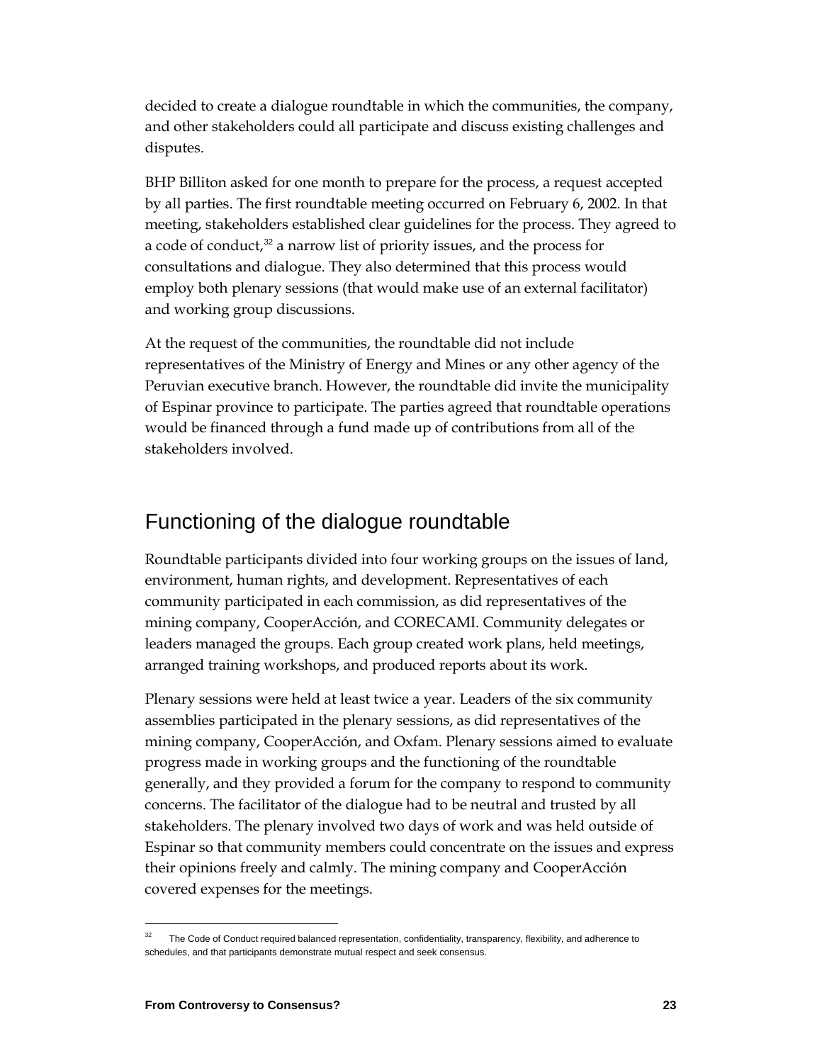decided to create a dialogue roundtable in which the communities, the company, and other stakeholders could all participate and discuss existing challenges and disputes.

BHP Billiton asked for one month to prepare for the process, a request accepted by all parties. The first roundtable meeting occurred on February 6, 2002. In that meeting, stakeholders established clear guidelines for the process. They agreed to a code of conduct,[32] a narrow list of priority issues, and the process for consultations and dialogue. They also determined that this process would employ both plenary sessions (that would make use of an external facilitator) and working group discussions.

At the request of the communities, the roundtable did not include representatives of the Ministry of Energy and Mines or any other agency of the Peruvian executive branch. However, the roundtable did invite the municipality of Espinar province to participate. The parties agreed that roundtable operations would be financed through a fund made up of contributions from all of the stakeholders involved.

## Functioning of the dialogue roundtable

Roundtable participants divided into four working groups on the issues of land, environment, human rights, and development. Representatives of each community participated in each commission, as did representatives of the mining company, CooperAcción, and CORECAMI. Community delegates or leaders managed the groups. Each group created work plans, held meetings, arranged training workshops, and produced reports about its work.

Plenary sessions were held at least twice a year. Leaders of the six community assemblies participated in the plenary sessions, as did representatives of the mining company, CooperAcción, and Oxfam. Plenary sessions aimed to evaluate progress made in working groups and the functioning of the roundtable generally, and they provided a forum for the company to respond to community concerns. The facilitator of the dialogue had to be neutral and trusted by all stakeholders. The plenary involved two days of work and was held outside of Espinar so that community members could concentrate on the issues and express their opinions freely and calmly. The mining company and CooperAcción covered expenses for the meetings.

---

[32] The Code of Conduct required balanced representation, confidentiality, transparency, flexibility, and adherence to schedules, and that participants demonstrate mutual respect and seek consensus.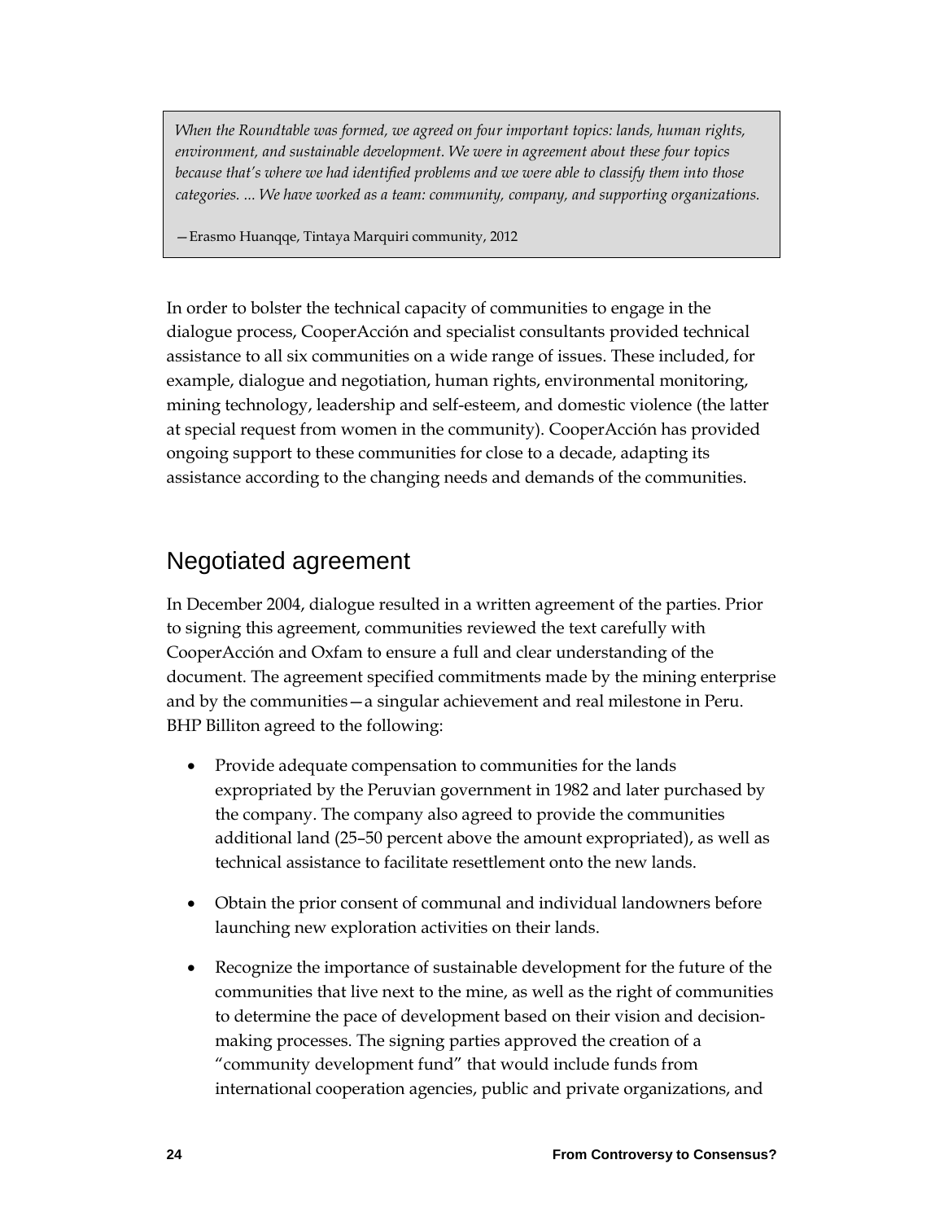> *When the Roundtable was formed, we agreed on four important topics: lands, human rights, environment, and sustainable development. We were in agreement about these four topics because that's where we had identified problems and we were able to classify them into those categories. ... We have worked as a team: community, company, and supporting organizations.*
>
> —Erasmo Huanqqe, Tintaya Marquiri community, 2012

In order to bolster the technical capacity of communities to engage in the dialogue process, CooperAcción and specialist consultants provided technical assistance to all six communities on a wide range of issues. These included, for example, dialogue and negotiation, human rights, environmental monitoring, mining technology, leadership and self-esteem, and domestic violence (the latter at special request from women in the community). CooperAcción has provided ongoing support to these communities for close to a decade, adapting its assistance according to the changing needs and demands of the communities.

## Negotiated agreement

In December 2004, dialogue resulted in a written agreement of the parties. Prior to signing this agreement, communities reviewed the text carefully with CooperAcción and Oxfam to ensure a full and clear understanding of the document. The agreement specified commitments made by the mining enterprise and by the communities—a singular achievement and real milestone in Peru. BHP Billiton agreed to the following:

- Provide adequate compensation to communities for the lands expropriated by the Peruvian government in 1982 and later purchased by the company. The company also agreed to provide the communities additional land (25–50 percent above the amount expropriated), as well as technical assistance to facilitate resettlement onto the new lands.
- Obtain the prior consent of communal and individual landowners before launching new exploration activities on their lands.
- Recognize the importance of sustainable development for the future of the communities that live next to the mine, as well as the right of communities to determine the pace of development based on their vision and decision-making processes. The signing parties approved the creation of a "community development fund" that would include funds from international cooperation agencies, public and private organizations, and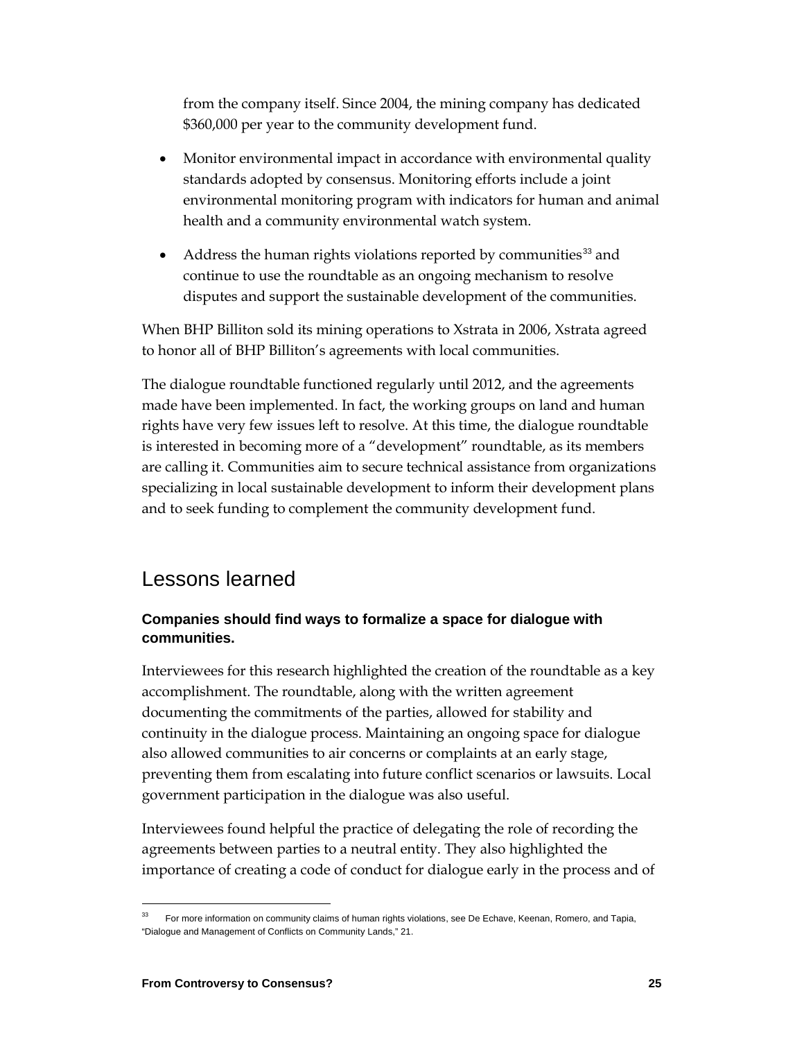from the company itself. Since 2004, the mining company has dedicated $360,000 per year to the community development fund.

- Monitor environmental impact in accordance with environmental quality standards adopted by consensus. Monitoring efforts include a joint environmental monitoring program with indicators for human and animal health and a community environmental watch system.
- Address the human rights violations reported by communities[33] and continue to use the roundtable as an ongoing mechanism to resolve disputes and support the sustainable development of the communities.

When BHP Billiton sold its mining operations to Xstrata in 2006, Xstrata agreed to honor all of BHP Billiton's agreements with local communities.

The dialogue roundtable functioned regularly until 2012, and the agreements made have been implemented. In fact, the working groups on land and human rights have very few issues left to resolve. At this time, the dialogue roundtable is interested in becoming more of a "development" roundtable, as its members are calling it. Communities aim to secure technical assistance from organizations specializing in local sustainable development to inform their development plans and to seek funding to complement the community development fund.

## Lessons learned

### Companies should find ways to formalize a space for dialogue with communities.

Interviewees for this research highlighted the creation of the roundtable as a key accomplishment. The roundtable, along with the written agreement documenting the commitments of the parties, allowed for stability and continuity in the dialogue process. Maintaining an ongoing space for dialogue also allowed communities to air concerns or complaints at an early stage, preventing them from escalating into future conflict scenarios or lawsuits. Local government participation in the dialogue was also useful.

Interviewees found helpful the practice of delegating the role of recording the agreements between parties to a neutral entity. They also highlighted the importance of creating a code of conduct for dialogue early in the process and of

[33] For more information on community claims of human rights violations, see De Echave, Keenan, Romero, and Tapia, "Dialogue and Management of Conflicts on Community Lands," 21.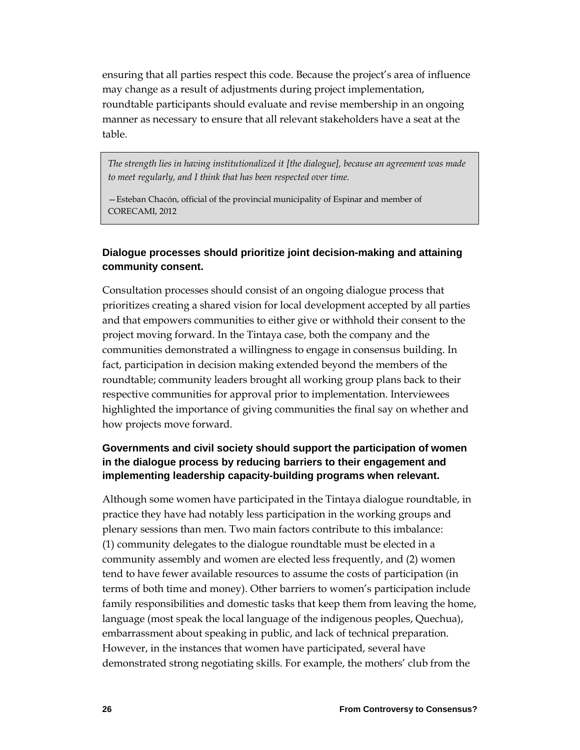ensuring that all parties respect this code. Because the project's area of influence may change as a result of adjustments during project implementation, roundtable participants should evaluate and revise membership in an ongoing manner as necessary to ensure that all relevant stakeholders have a seat at the table.

> *The strength lies in having institutionalized it [the dialogue], because an agreement was made to meet regularly, and I think that has been respected over time.*
>
> —Esteban Chacón, official of the provincial municipality of Espinar and member of CORECAMI, 2012

### Dialogue processes should prioritize joint decision-making and attaining community consent.

Consultation processes should consist of an ongoing dialogue process that prioritizes creating a shared vision for local development accepted by all parties and that empowers communities to either give or withhold their consent to the project moving forward. In the Tintaya case, both the company and the communities demonstrated a willingness to engage in consensus building. In fact, participation in decision making extended beyond the members of the roundtable; community leaders brought all working group plans back to their respective communities for approval prior to implementation. Interviewees highlighted the importance of giving communities the final say on whether and how projects move forward.

### Governments and civil society should support the participation of women in the dialogue process by reducing barriers to their engagement and implementing leadership capacity-building programs when relevant.

Although some women have participated in the Tintaya dialogue roundtable, in practice they have had notably less participation in the working groups and plenary sessions than men. Two main factors contribute to this imbalance: (1) community delegates to the dialogue roundtable must be elected in a community assembly and women are elected less frequently, and (2) women tend to have fewer available resources to assume the costs of participation (in terms of both time and money). Other barriers to women's participation include family responsibilities and domestic tasks that keep them from leaving the home, language (most speak the local language of the indigenous peoples, Quechua), embarrassment about speaking in public, and lack of technical preparation. However, in the instances that women have participated, several have demonstrated strong negotiating skills. For example, the mothers' club from the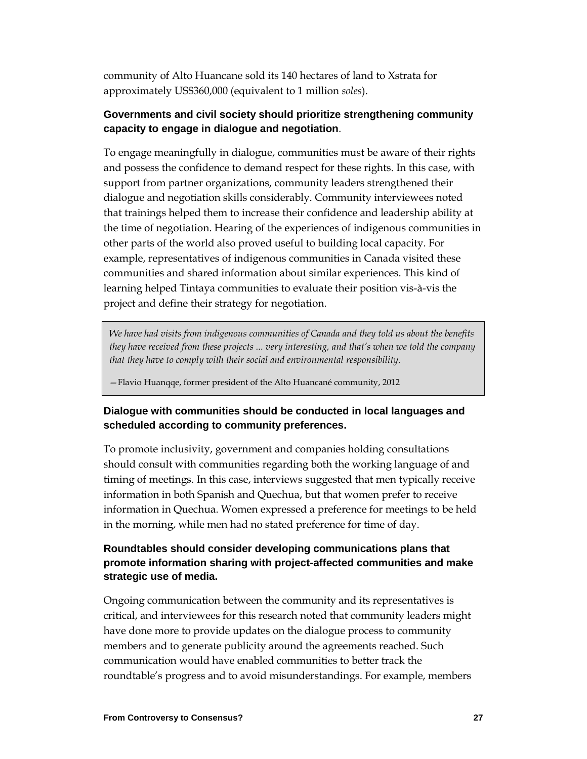community of Alto Huancane sold its 140 hectares of land to Xstrata for approximately US$360,000 (equivalent to 1 million *soles*).

**Governments and civil society should prioritize strengthening community capacity to engage in dialogue and negotiation**.

To engage meaningfully in dialogue, communities must be aware of their rights and possess the confidence to demand respect for these rights. In this case, with support from partner organizations, community leaders strengthened their dialogue and negotiation skills considerably. Community interviewees noted that trainings helped them to increase their confidence and leadership ability at the time of negotiation. Hearing of the experiences of indigenous communities in other parts of the world also proved useful to building local capacity. For example, representatives of indigenous communities in Canada visited these communities and shared information about similar experiences. This kind of learning helped Tintaya communities to evaluate their position vis-à-vis the project and define their strategy for negotiation.

> *We have had visits from indigenous communities of Canada and they told us about the benefits they have received from these projects ... very interesting, and that's when we told the company that they have to comply with their social and environmental responsibility.*
>
> —Flavio Huanqqe, former president of the Alto Huancané community, 2012

**Dialogue with communities should be conducted in local languages and scheduled according to community preferences.**

To promote inclusivity, government and companies holding consultations should consult with communities regarding both the working language of and timing of meetings. In this case, interviews suggested that men typically receive information in both Spanish and Quechua, but that women prefer to receive information in Quechua. Women expressed a preference for meetings to be held in the morning, while men had no stated preference for time of day.

**Roundtables should consider developing communications plans that promote information sharing with project-affected communities and make strategic use of media.**

Ongoing communication between the community and its representatives is critical, and interviewees for this research noted that community leaders might have done more to provide updates on the dialogue process to community members and to generate publicity around the agreements reached. Such communication would have enabled communities to better track the roundtable's progress and to avoid misunderstandings. For example, members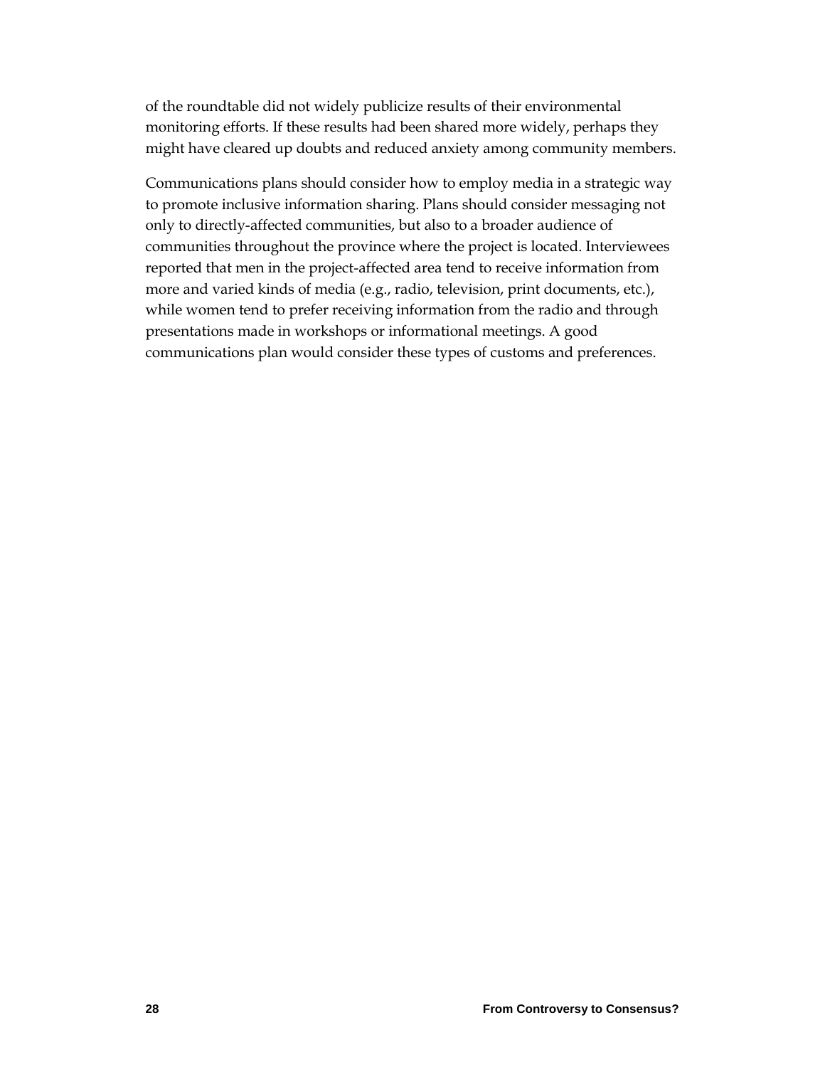of the roundtable did not widely publicize results of their environmental monitoring efforts. If these results had been shared more widely, perhaps they might have cleared up doubts and reduced anxiety among community members.

Communications plans should consider how to employ media in a strategic way to promote inclusive information sharing. Plans should consider messaging not only to directly-affected communities, but also to a broader audience of communities throughout the province where the project is located. Interviewees reported that men in the project-affected area tend to receive information from more and varied kinds of media (e.g., radio, television, print documents, etc.), while women tend to prefer receiving information from the radio and through presentations made in workshops or informational meetings. A good communications plan would consider these types of customs and preferences.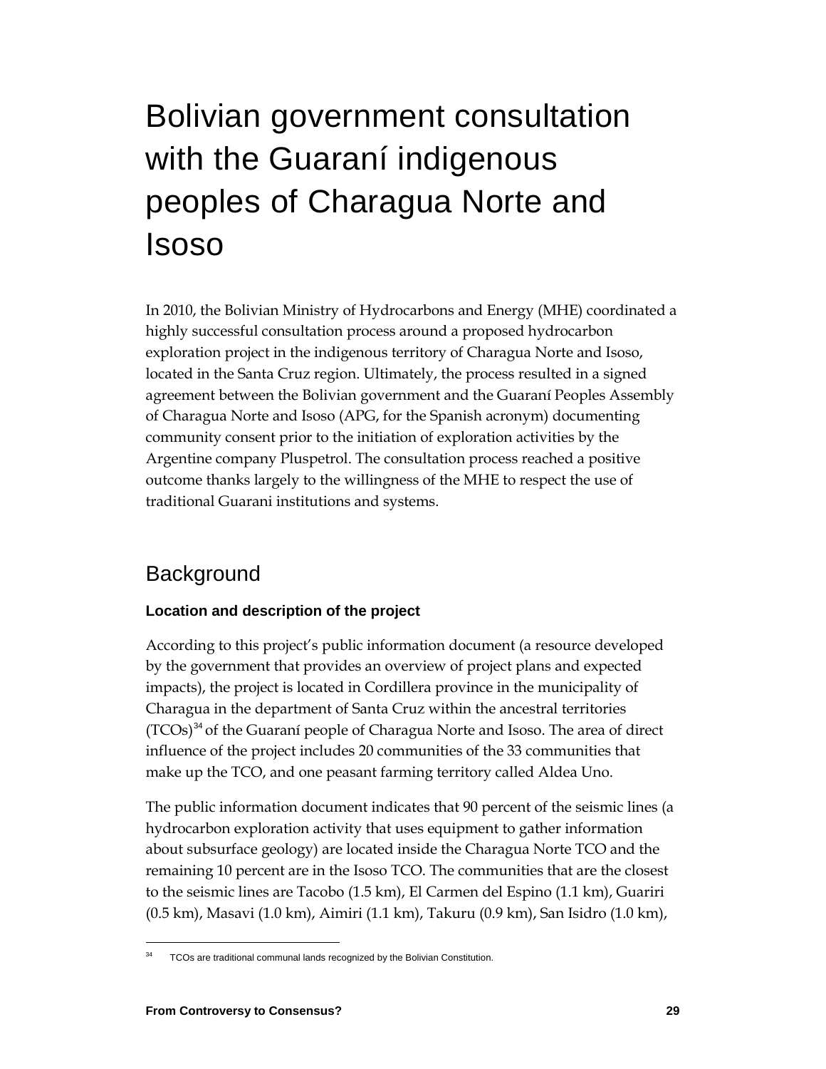# Bolivian government consultation with the Guaraní indigenous peoples of Charagua Norte and Isoso

In 2010, the Bolivian Ministry of Hydrocarbons and Energy (MHE) coordinated a highly successful consultation process around a proposed hydrocarbon exploration project in the indigenous territory of Charagua Norte and Isoso, located in the Santa Cruz region. Ultimately, the process resulted in a signed agreement between the Bolivian government and the Guaraní Peoples Assembly of Charagua Norte and Isoso (APG, for the Spanish acronym) documenting community consent prior to the initiation of exploration activities by the Argentine company Pluspetrol. The consultation process reached a positive outcome thanks largely to the willingness of the MHE to respect the use of traditional Guarani institutions and systems.

## Background

### Location and description of the project

According to this project's public information document (a resource developed by the government that provides an overview of project plans and expected impacts), the project is located in Cordillera province in the municipality of Charagua in the department of Santa Cruz within the ancestral territories (TCOs)[34] of the Guaraní people of Charagua Norte and Isoso. The area of direct influence of the project includes 20 communities of the 33 communities that make up the TCO, and one peasant farming territory called Aldea Uno.

The public information document indicates that 90 percent of the seismic lines (a hydrocarbon exploration activity that uses equipment to gather information about subsurface geology) are located inside the Charagua Norte TCO and the remaining 10 percent are in the Isoso TCO. The communities that are the closest to the seismic lines are Tacobo (1.5 km), El Carmen del Espino (1.1 km), Guariri (0.5 km), Masavi (1.0 km), Aimiri (1.1 km), Takuru (0.9 km), San Isidro (1.0 km),

[34] TCOs are traditional communal lands recognized by the Bolivian Constitution.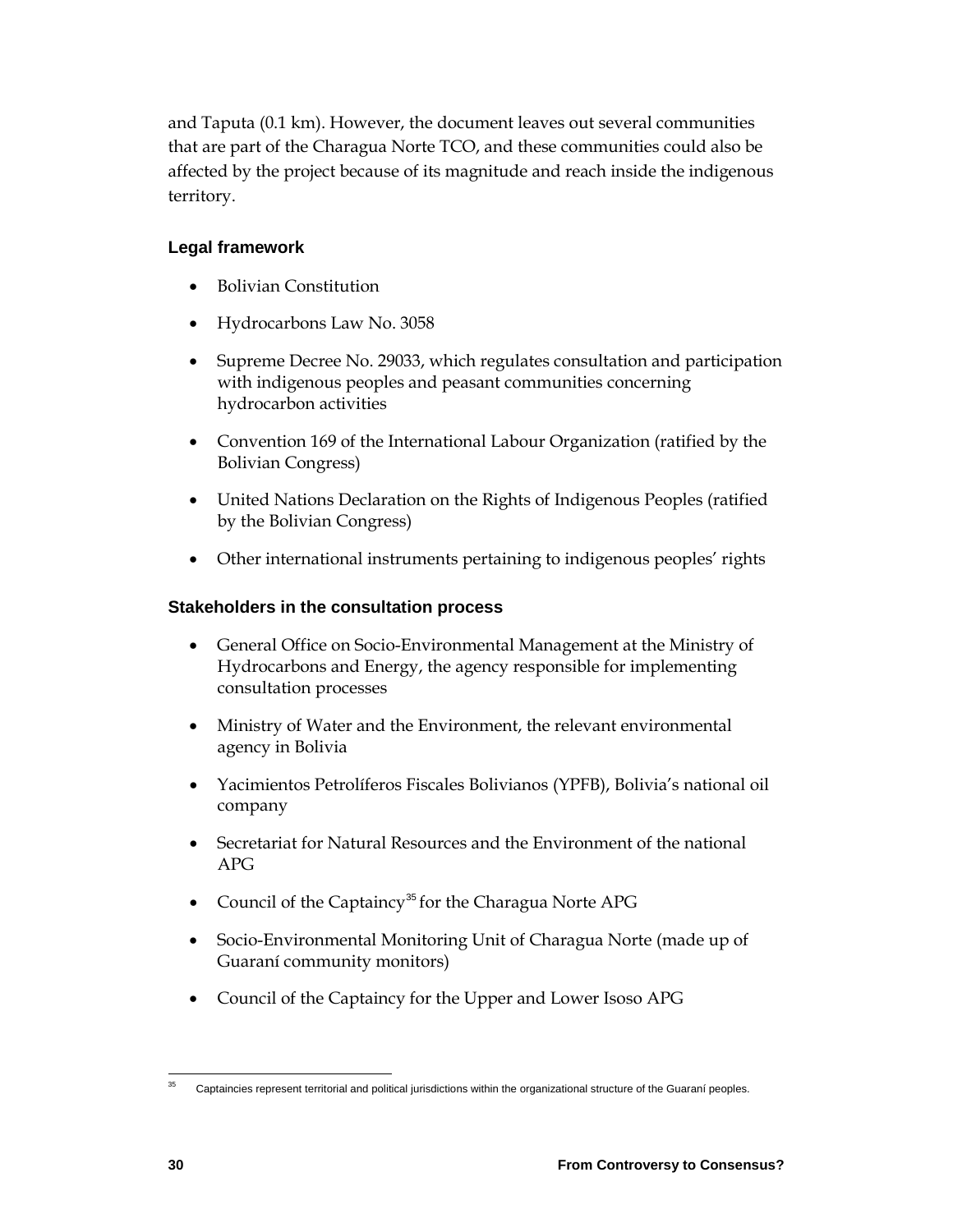and Taputa (0.1 km). However, the document leaves out several communities that are part of the Charagua Norte TCO, and these communities could also be affected by the project because of its magnitude and reach inside the indigenous territory.

### Legal framework

- Bolivian Constitution
- Hydrocarbons Law No. 3058
- Supreme Decree No. 29033, which regulates consultation and participation with indigenous peoples and peasant communities concerning hydrocarbon activities
- Convention 169 of the International Labour Organization (ratified by the Bolivian Congress)
- United Nations Declaration on the Rights of Indigenous Peoples (ratified by the Bolivian Congress)
- Other international instruments pertaining to indigenous peoples' rights

### Stakeholders in the consultation process

- General Office on Socio-Environmental Management at the Ministry of Hydrocarbons and Energy, the agency responsible for implementing consultation processes
- Ministry of Water and the Environment, the relevant environmental agency in Bolivia
- Yacimientos Petrolíferos Fiscales Bolivianos (YPFB), Bolivia's national oil company
- Secretariat for Natural Resources and the Environment of the national APG
- Council of the Captaincy[35] for the Charagua Norte APG
- Socio-Environmental Monitoring Unit of Charagua Norte (made up of Guaraní community monitors)
- Council of the Captaincy for the Upper and Lower Isoso APG

---

[35] Captaincies represent territorial and political jurisdictions within the organizational structure of the Guaraní peoples.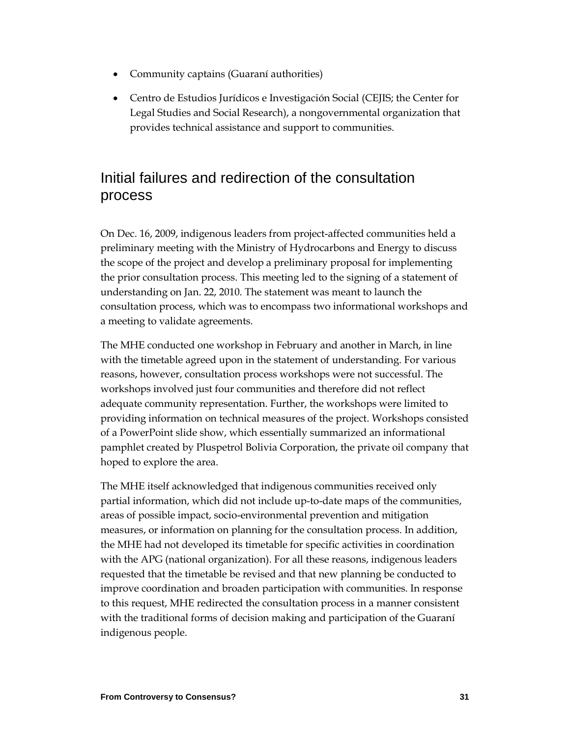- Community captains (Guaraní authorities)
- Centro de Estudios Jurídicos e Investigación Social (CEJIS; the Center for Legal Studies and Social Research), a nongovernmental organization that provides technical assistance and support to communities.

## Initial failures and redirection of the consultation process

On Dec. 16, 2009, indigenous leaders from project-affected communities held a preliminary meeting with the Ministry of Hydrocarbons and Energy to discuss the scope of the project and develop a preliminary proposal for implementing the prior consultation process. This meeting led to the signing of a statement of understanding on Jan. 22, 2010. The statement was meant to launch the consultation process, which was to encompass two informational workshops and a meeting to validate agreements.

The MHE conducted one workshop in February and another in March, in line with the timetable agreed upon in the statement of understanding. For various reasons, however, consultation process workshops were not successful. The workshops involved just four communities and therefore did not reflect adequate community representation. Further, the workshops were limited to providing information on technical measures of the project. Workshops consisted of a PowerPoint slide show, which essentially summarized an informational pamphlet created by Pluspetrol Bolivia Corporation, the private oil company that hoped to explore the area.

The MHE itself acknowledged that indigenous communities received only partial information, which did not include up-to-date maps of the communities, areas of possible impact, socio-environmental prevention and mitigation measures, or information on planning for the consultation process. In addition, the MHE had not developed its timetable for specific activities in coordination with the APG (national organization). For all these reasons, indigenous leaders requested that the timetable be revised and that new planning be conducted to improve coordination and broaden participation with communities. In response to this request, MHE redirected the consultation process in a manner consistent with the traditional forms of decision making and participation of the Guaraní indigenous people.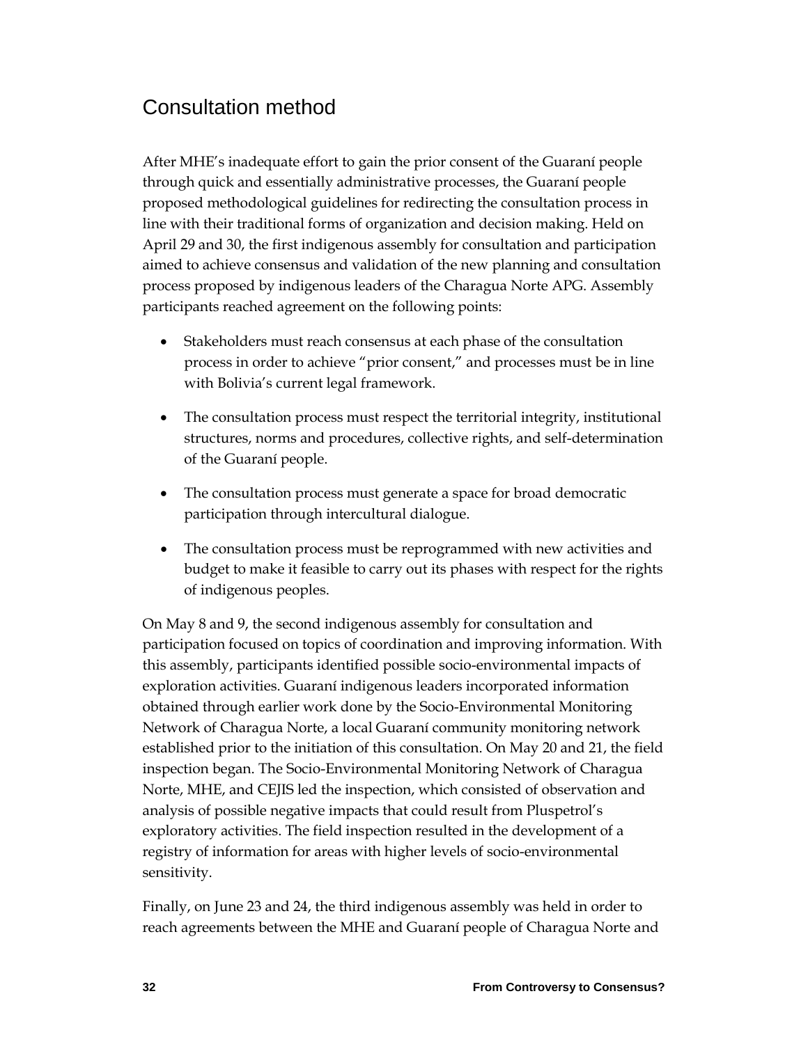## Consultation method

After MHE's inadequate effort to gain the prior consent of the Guaraní people through quick and essentially administrative processes, the Guaraní people proposed methodological guidelines for redirecting the consultation process in line with their traditional forms of organization and decision making. Held on April 29 and 30, the first indigenous assembly for consultation and participation aimed to achieve consensus and validation of the new planning and consultation process proposed by indigenous leaders of the Charagua Norte APG. Assembly participants reached agreement on the following points:

- Stakeholders must reach consensus at each phase of the consultation process in order to achieve "prior consent," and processes must be in line with Bolivia's current legal framework.
- The consultation process must respect the territorial integrity, institutional structures, norms and procedures, collective rights, and self-determination of the Guaraní people.
- The consultation process must generate a space for broad democratic participation through intercultural dialogue.
- The consultation process must be reprogrammed with new activities and budget to make it feasible to carry out its phases with respect for the rights of indigenous peoples.

On May 8 and 9, the second indigenous assembly for consultation and participation focused on topics of coordination and improving information. With this assembly, participants identified possible socio-environmental impacts of exploration activities. Guaraní indigenous leaders incorporated information obtained through earlier work done by the Socio-Environmental Monitoring Network of Charagua Norte, a local Guaraní community monitoring network established prior to the initiation of this consultation. On May 20 and 21, the field inspection began. The Socio-Environmental Monitoring Network of Charagua Norte, MHE, and CEJIS led the inspection, which consisted of observation and analysis of possible negative impacts that could result from Pluspetrol's exploratory activities. The field inspection resulted in the development of a registry of information for areas with higher levels of socio-environmental sensitivity.

Finally, on June 23 and 24, the third indigenous assembly was held in order to reach agreements between the MHE and Guaraní people of Charagua Norte and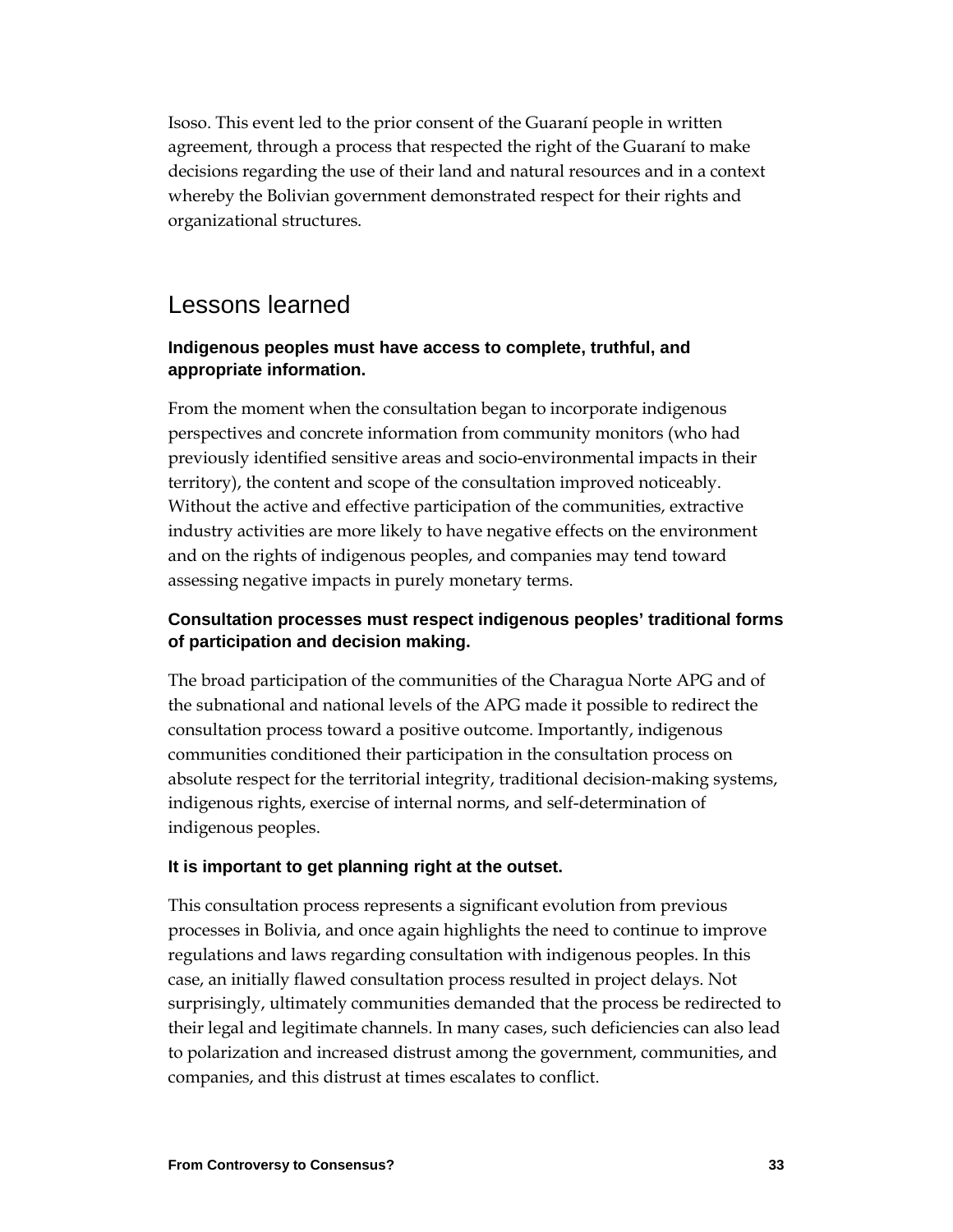Isoso. This event led to the prior consent of the Guaraní people in written agreement, through a process that respected the right of the Guaraní to make decisions regarding the use of their land and natural resources and in a context whereby the Bolivian government demonstrated respect for their rights and organizational structures.

## Lessons learned

### Indigenous peoples must have access to complete, truthful, and appropriate information.

From the moment when the consultation began to incorporate indigenous perspectives and concrete information from community monitors (who had previously identified sensitive areas and socio-environmental impacts in their territory), the content and scope of the consultation improved noticeably. Without the active and effective participation of the communities, extractive industry activities are more likely to have negative effects on the environment and on the rights of indigenous peoples, and companies may tend toward assessing negative impacts in purely monetary terms.

### Consultation processes must respect indigenous peoples' traditional forms of participation and decision making.

The broad participation of the communities of the Charagua Norte APG and of the subnational and national levels of the APG made it possible to redirect the consultation process toward a positive outcome. Importantly, indigenous communities conditioned their participation in the consultation process on absolute respect for the territorial integrity, traditional decision-making systems, indigenous rights, exercise of internal norms, and self-determination of indigenous peoples.

### It is important to get planning right at the outset.

This consultation process represents a significant evolution from previous processes in Bolivia, and once again highlights the need to continue to improve regulations and laws regarding consultation with indigenous peoples. In this case, an initially flawed consultation process resulted in project delays. Not surprisingly, ultimately communities demanded that the process be redirected to their legal and legitimate channels. In many cases, such deficiencies can also lead to polarization and increased distrust among the government, communities, and companies, and this distrust at times escalates to conflict.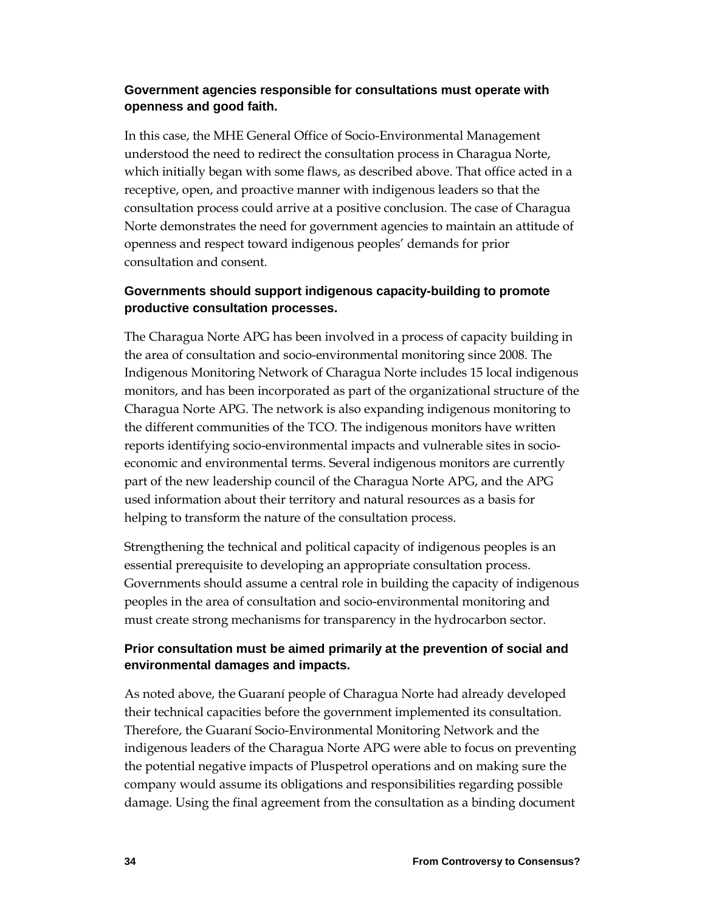### Government agencies responsible for consultations must operate with openness and good faith.

In this case, the MHE General Office of Socio-Environmental Management understood the need to redirect the consultation process in Charagua Norte, which initially began with some flaws, as described above. That office acted in a receptive, open, and proactive manner with indigenous leaders so that the consultation process could arrive at a positive conclusion. The case of Charagua Norte demonstrates the need for government agencies to maintain an attitude of openness and respect toward indigenous peoples' demands for prior consultation and consent.

### Governments should support indigenous capacity-building to promote productive consultation processes.

The Charagua Norte APG has been involved in a process of capacity building in the area of consultation and socio-environmental monitoring since 2008. The Indigenous Monitoring Network of Charagua Norte includes 15 local indigenous monitors, and has been incorporated as part of the organizational structure of the Charagua Norte APG. The network is also expanding indigenous monitoring to the different communities of the TCO. The indigenous monitors have written reports identifying socio-environmental impacts and vulnerable sites in socio-economic and environmental terms. Several indigenous monitors are currently part of the new leadership council of the Charagua Norte APG, and the APG used information about their territory and natural resources as a basis for helping to transform the nature of the consultation process.

Strengthening the technical and political capacity of indigenous peoples is an essential prerequisite to developing an appropriate consultation process. Governments should assume a central role in building the capacity of indigenous peoples in the area of consultation and socio-environmental monitoring and must create strong mechanisms for transparency in the hydrocarbon sector.

### Prior consultation must be aimed primarily at the prevention of social and environmental damages and impacts.

As noted above, the Guaraní people of Charagua Norte had already developed their technical capacities before the government implemented its consultation. Therefore, the Guaraní Socio-Environmental Monitoring Network and the indigenous leaders of the Charagua Norte APG were able to focus on preventing the potential negative impacts of Pluspetrol operations and on making sure the company would assume its obligations and responsibilities regarding possible damage. Using the final agreement from the consultation as a binding document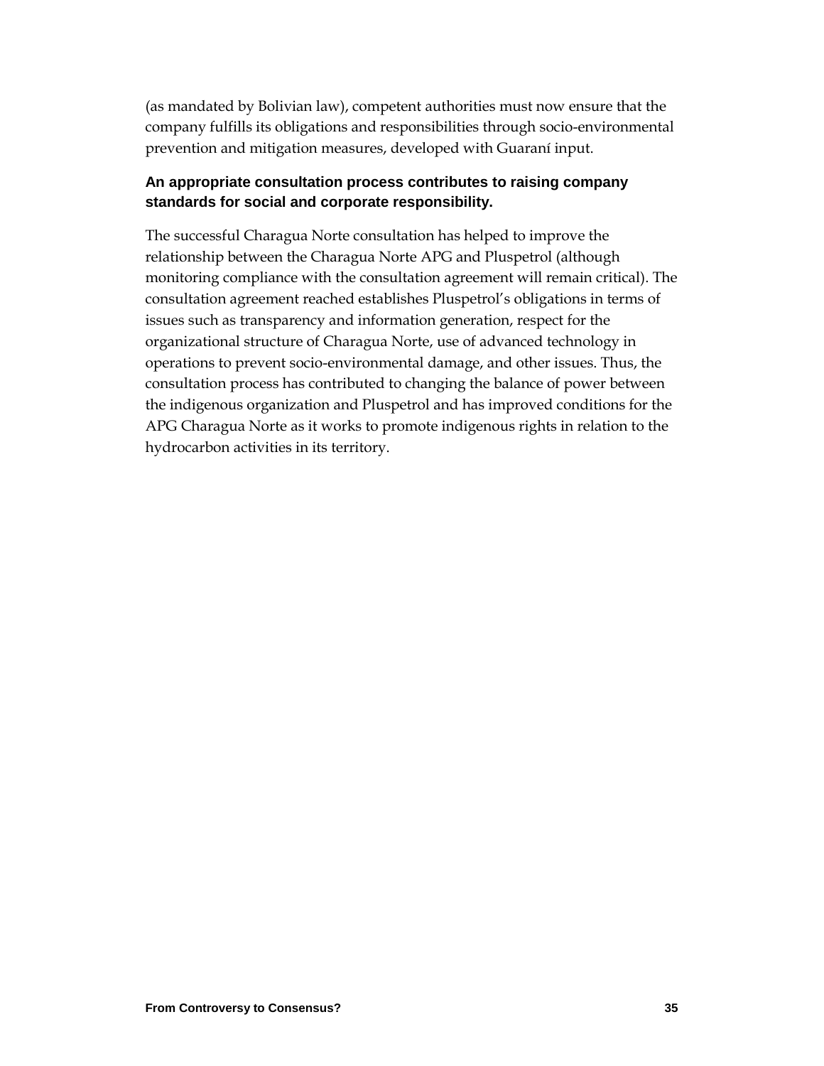(as mandated by Bolivian law), competent authorities must now ensure that the company fulfills its obligations and responsibilities through socio-environmental prevention and mitigation measures, developed with Guaraní input.

### An appropriate consultation process contributes to raising company standards for social and corporate responsibility.

The successful Charagua Norte consultation has helped to improve the relationship between the Charagua Norte APG and Pluspetrol (although monitoring compliance with the consultation agreement will remain critical). The consultation agreement reached establishes Pluspetrol's obligations in terms of issues such as transparency and information generation, respect for the organizational structure of Charagua Norte, use of advanced technology in operations to prevent socio-environmental damage, and other issues. Thus, the consultation process has contributed to changing the balance of power between the indigenous organization and Pluspetrol and has improved conditions for the APG Charagua Norte as it works to promote indigenous rights in relation to the hydrocarbon activities in its territory.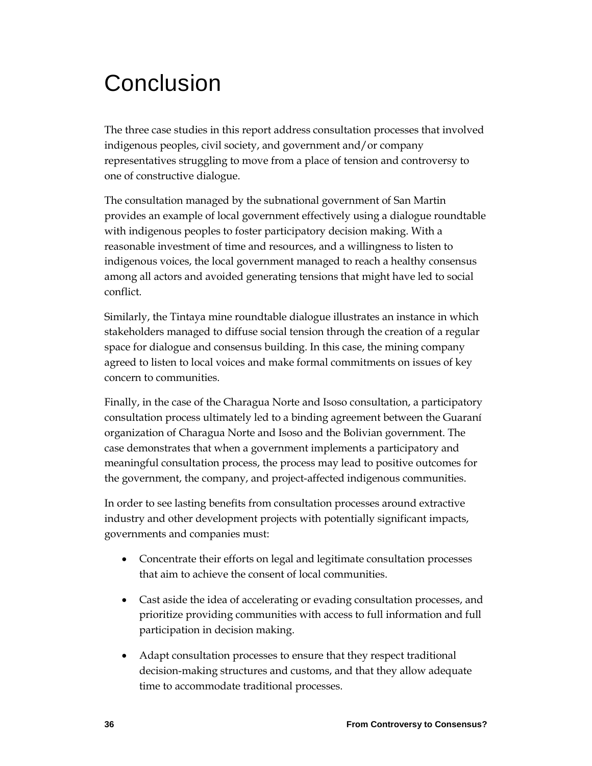# Conclusion

The three case studies in this report address consultation processes that involved indigenous peoples, civil society, and government and/or company representatives struggling to move from a place of tension and controversy to one of constructive dialogue.

The consultation managed by the subnational government of San Martin provides an example of local government effectively using a dialogue roundtable with indigenous peoples to foster participatory decision making. With a reasonable investment of time and resources, and a willingness to listen to indigenous voices, the local government managed to reach a healthy consensus among all actors and avoided generating tensions that might have led to social conflict.

Similarly, the Tintaya mine roundtable dialogue illustrates an instance in which stakeholders managed to diffuse social tension through the creation of a regular space for dialogue and consensus building. In this case, the mining company agreed to listen to local voices and make formal commitments on issues of key concern to communities.

Finally, in the case of the Charagua Norte and Isoso consultation, a participatory consultation process ultimately led to a binding agreement between the Guaraní organization of Charagua Norte and Isoso and the Bolivian government. The case demonstrates that when a government implements a participatory and meaningful consultation process, the process may lead to positive outcomes for the government, the company, and project-affected indigenous communities.

In order to see lasting benefits from consultation processes around extractive industry and other development projects with potentially significant impacts, governments and companies must:

- Concentrate their efforts on legal and legitimate consultation processes that aim to achieve the consent of local communities.
- Cast aside the idea of accelerating or evading consultation processes, and prioritize providing communities with access to full information and full participation in decision making.
- Adapt consultation processes to ensure that they respect traditional decision-making structures and customs, and that they allow adequate time to accommodate traditional processes.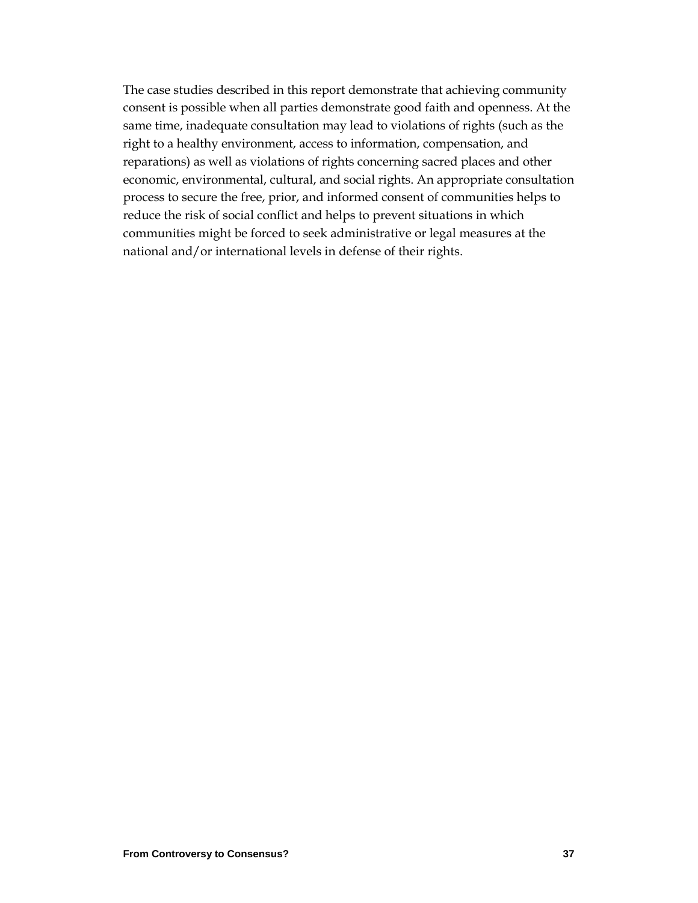The case studies described in this report demonstrate that achieving community consent is possible when all parties demonstrate good faith and openness. At the same time, inadequate consultation may lead to violations of rights (such as the right to a healthy environment, access to information, compensation, and reparations) as well as violations of rights concerning sacred places and other economic, environmental, cultural, and social rights. An appropriate consultation process to secure the free, prior, and informed consent of communities helps to reduce the risk of social conflict and helps to prevent situations in which communities might be forced to seek administrative or legal measures at the national and/or international levels in defense of their rights.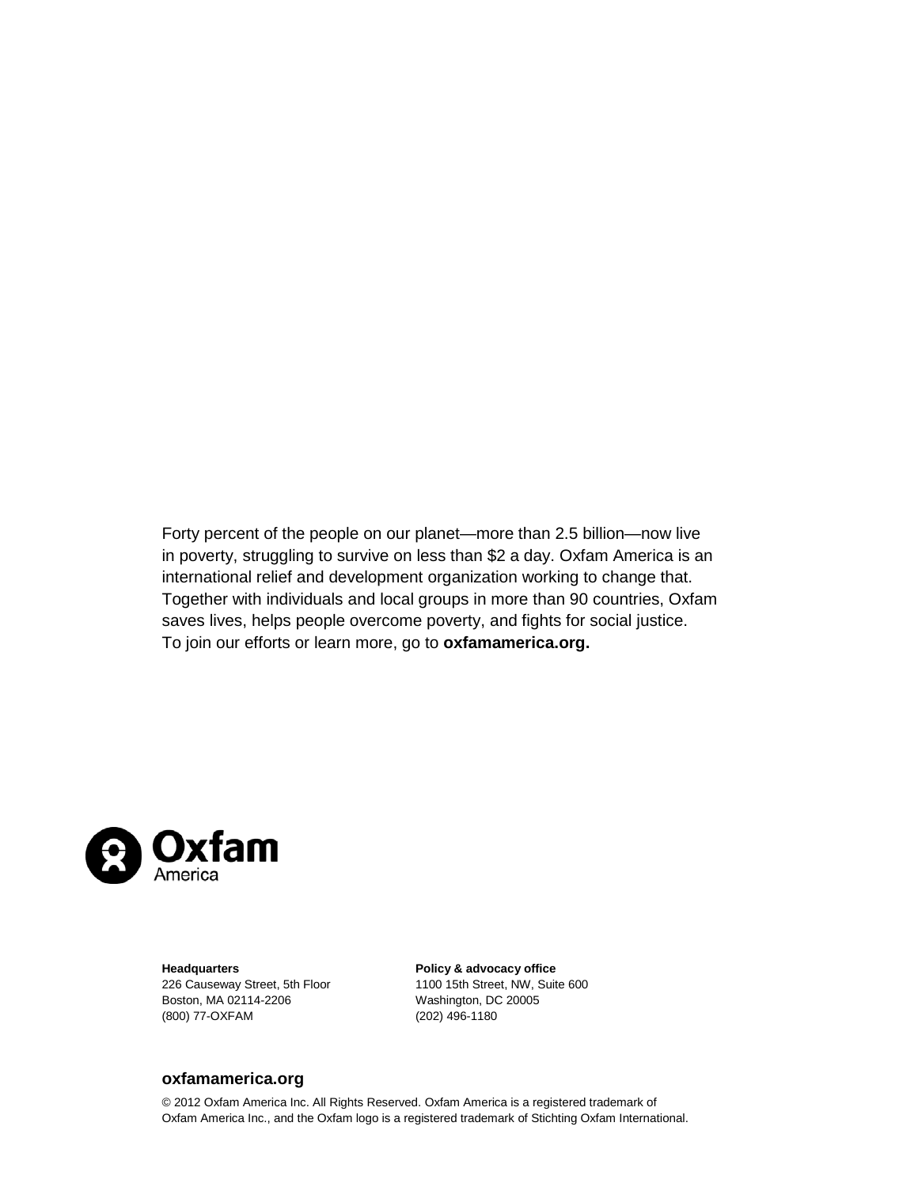Forty percent of the people on our planet—more than 2.5 billion—now live in poverty, struggling to survive on less than $2 a day. Oxfam America is an international relief and development organization working to change that. Together with individuals and local groups in more than 90 countries, Oxfam saves lives, helps people overcome poverty, and fights for social justice. To join our efforts or learn more, go to **oxfamamerica.org.**

Oxfam America

**Headquarters**
226 Causeway Street, 5th Floor
Boston, MA 02114-2206
(800) 77-OXFAM

**Policy & advocacy office**
1100 15th Street, NW, Suite 600
Washington, DC 20005
(202) 496-1180

**oxfamamerica.org**

© 2012 Oxfam America Inc. All Rights Reserved. Oxfam America is a registered trademark of Oxfam America Inc., and the Oxfam logo is a registered trademark of Stichting Oxfam International.